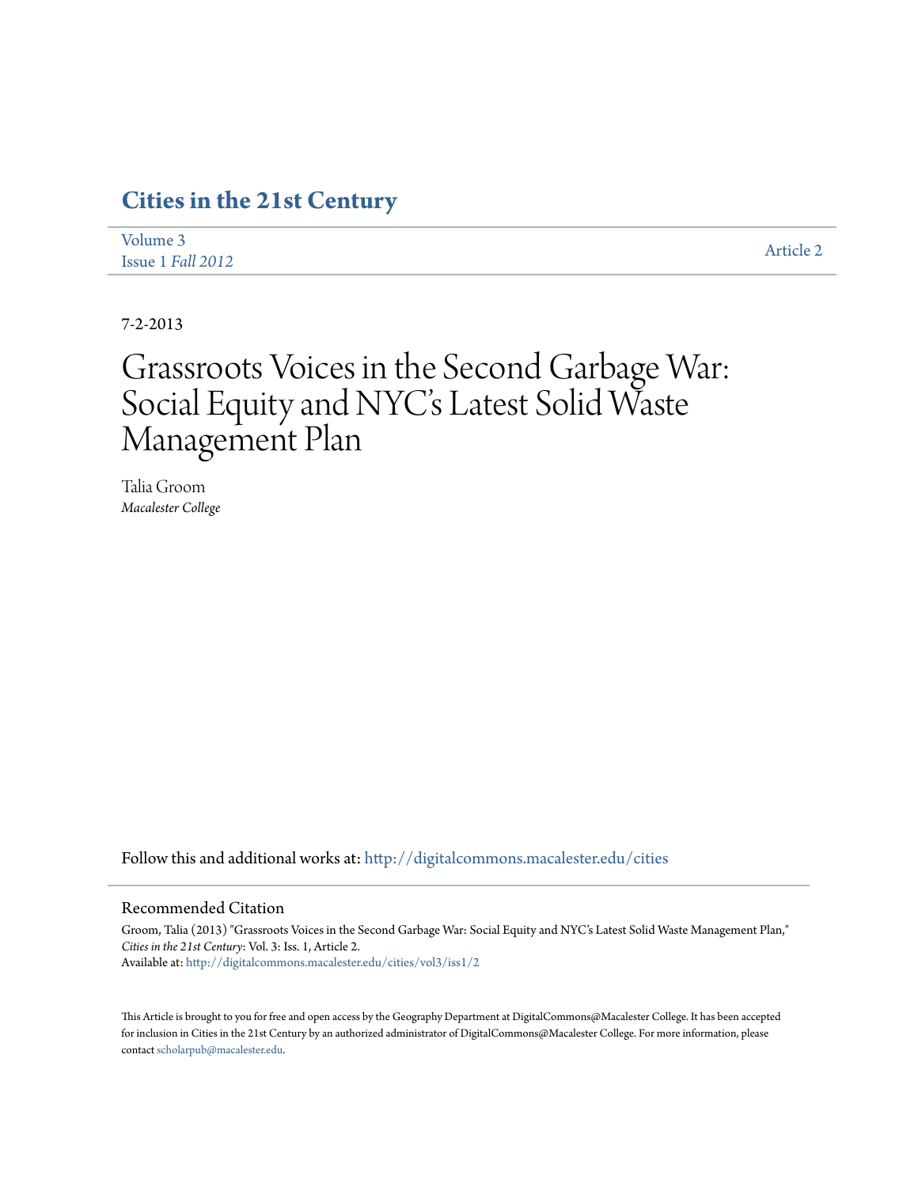# Cities in the 21st Century

Volume 3
Issue 1 *Fall 2012*

Article 2

7-2-2013

# Grassroots Voices in the Second Garbage War: Social Equity and NYC's Latest Solid Waste Management Plan

Talia Groom
*Macalester College*

Follow this and additional works at: http://digitalcommons.macalester.edu/cities

## Recommended Citation

Groom, Talia (2013) "Grassroots Voices in the Second Garbage War: Social Equity and NYC's Latest Solid Waste Management Plan," *Cities in the 21st Century*: Vol. 3: Iss. 1, Article 2.
Available at: http://digitalcommons.macalester.edu/cities/vol3/iss1/2

This Article is brought to you for free and open access by the Geography Department at DigitalCommons@Macalester College. It has been accepted for inclusion in Cities in the 21st Century by an authorized administrator of DigitalCommons@Macalester College. For more information, please contact scholarpub@macalester.edu.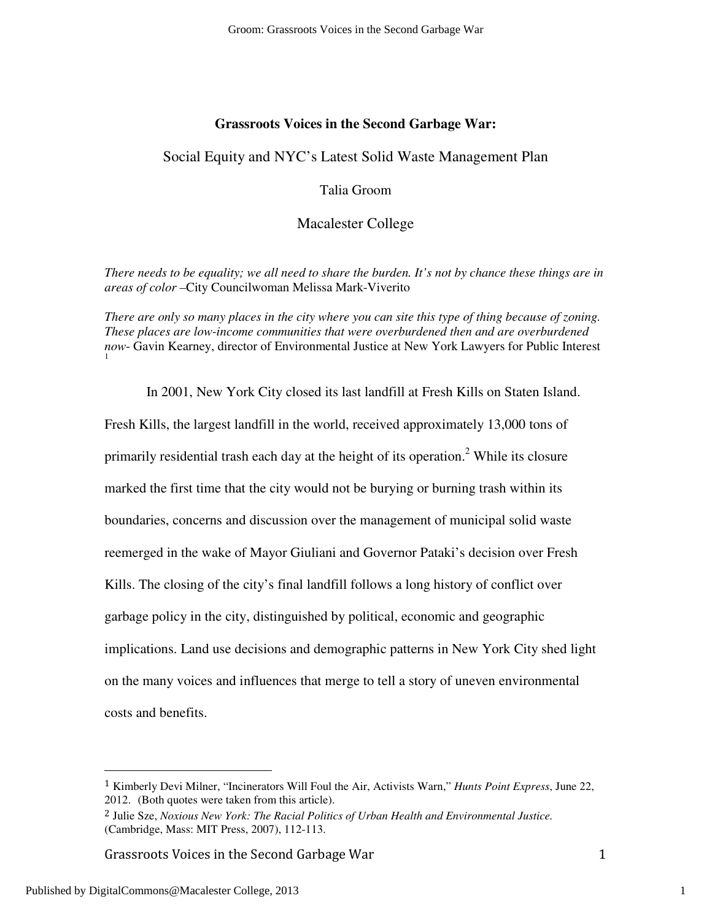# Grassroots Voices in the Second Garbage War:

## Social Equity and NYC's Latest Solid Waste Management Plan

Talia Groom

Macalester College

*There needs to be equality; we all need to share the burden. It's not by chance these things are in areas of color* –City Councilwoman Melissa Mark-Viverito

*There are only so many places in the city where you can site this type of thing because of zoning. These places are low-income communities that were overburdened then and are overburdened now*- Gavin Kearney, director of Environmental Justice at New York Lawyers for Public Interest [1]

In 2001, New York City closed its last landfill at Fresh Kills on Staten Island. Fresh Kills, the largest landfill in the world, received approximately 13,000 tons of primarily residential trash each day at the height of its operation.[2] While its closure marked the first time that the city would not be burying or burning trash within its boundaries, concerns and discussion over the management of municipal solid waste reemerged in the wake of Mayor Giuliani and Governor Pataki's decision over Fresh Kills. The closing of the city's final landfill follows a long history of conflict over garbage policy in the city, distinguished by political, economic and geographic implications. Land use decisions and demographic patterns in New York City shed light on the many voices and influences that merge to tell a story of uneven environmental costs and benefits.

---

[1] Kimberly Devi Milner, "Incinerators Will Foul the Air, Activists Warn," *Hunts Point Express*, June 22, 2012. (Both quotes were taken from this article).

[2] Julie Sze, *Noxious New York: The Racial Politics of Urban Health and Environmental Justice.* (Cambridge, Mass: MIT Press, 2007), 112-113.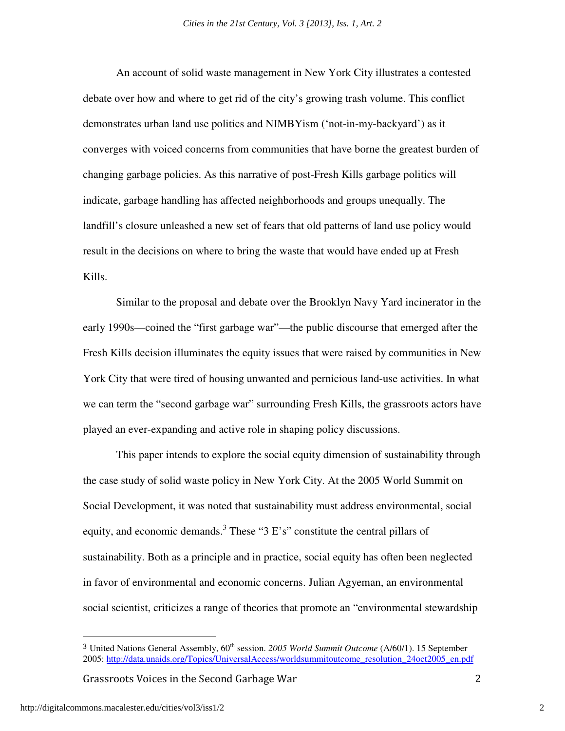An account of solid waste management in New York City illustrates a contested debate over how and where to get rid of the city's growing trash volume. This conflict demonstrates urban land use politics and NIMBYism ('not-in-my-backyard') as it converges with voiced concerns from communities that have borne the greatest burden of changing garbage policies. As this narrative of post-Fresh Kills garbage politics will indicate, garbage handling has affected neighborhoods and groups unequally. The landfill's closure unleashed a new set of fears that old patterns of land use policy would result in the decisions on where to bring the waste that would have ended up at Fresh Kills.

Similar to the proposal and debate over the Brooklyn Navy Yard incinerator in the early 1990s—coined the "first garbage war"—the public discourse that emerged after the Fresh Kills decision illuminates the equity issues that were raised by communities in New York City that were tired of housing unwanted and pernicious land-use activities. In what we can term the "second garbage war" surrounding Fresh Kills, the grassroots actors have played an ever-expanding and active role in shaping policy discussions.

This paper intends to explore the social equity dimension of sustainability through the case study of solid waste policy in New York City. At the 2005 World Summit on Social Development, it was noted that sustainability must address environmental, social equity, and economic demands.[3] These "3 E's" constitute the central pillars of sustainability. Both as a principle and in practice, social equity has often been neglected in favor of environmental and economic concerns. Julian Agyeman, an environmental social scientist, criticizes a range of theories that promote an "environmental stewardship

---

[3] United Nations General Assembly, 60th session. *2005 World Summit Outcome* (A/60/1). 15 September 2005: http://data.unaids.org/Topics/UniversalAccess/worldsummitoutcome_resolution_24oct2005_en.pdf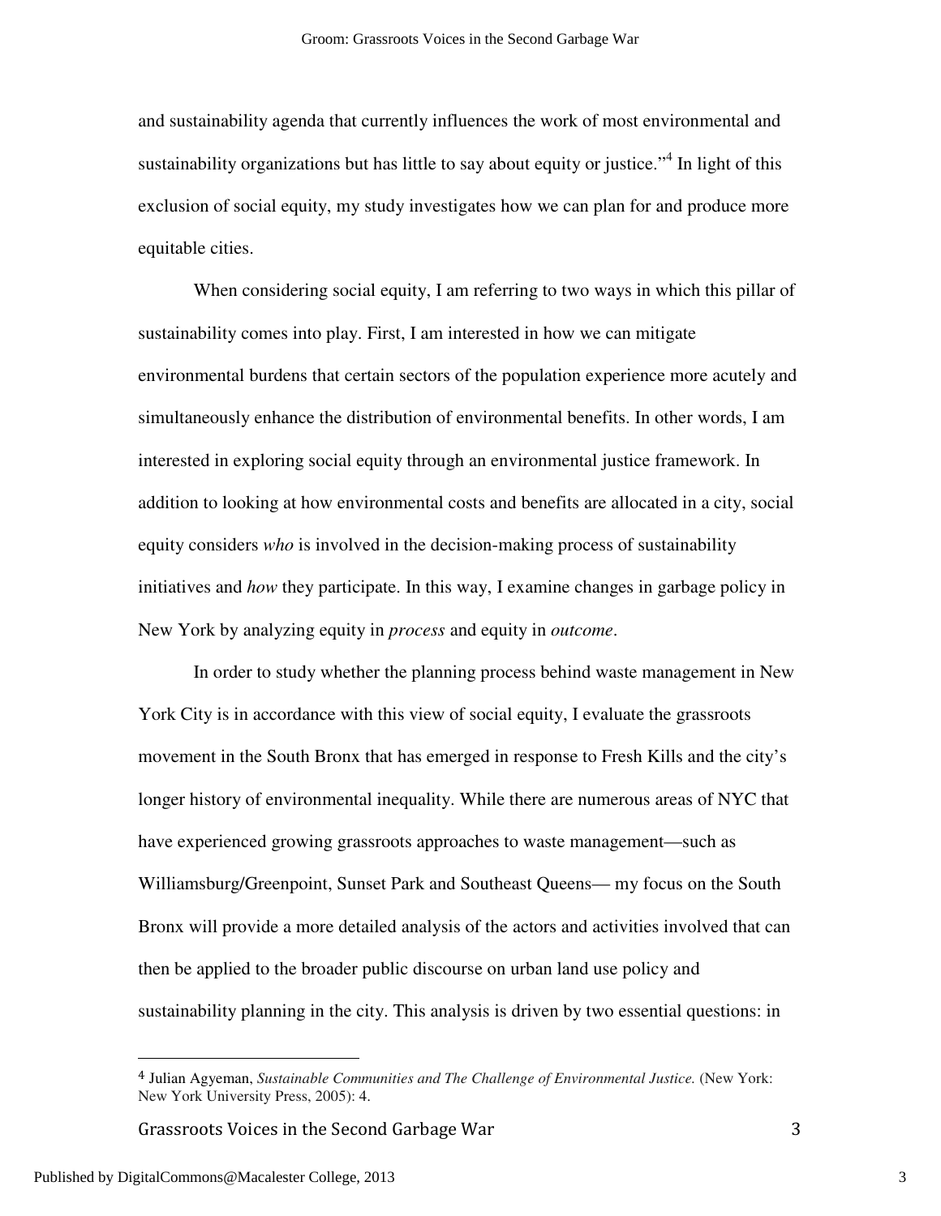and sustainability agenda that currently influences the work of most environmental and sustainability organizations but has little to say about equity or justice."[4] In light of this exclusion of social equity, my study investigates how we can plan for and produce more equitable cities.

When considering social equity, I am referring to two ways in which this pillar of sustainability comes into play. First, I am interested in how we can mitigate environmental burdens that certain sectors of the population experience more acutely and simultaneously enhance the distribution of environmental benefits. In other words, I am interested in exploring social equity through an environmental justice framework. In addition to looking at how environmental costs and benefits are allocated in a city, social equity considers *who* is involved in the decision-making process of sustainability initiatives and *how* they participate. In this way, I examine changes in garbage policy in New York by analyzing equity in *process* and equity in *outcome*.

In order to study whether the planning process behind waste management in New York City is in accordance with this view of social equity, I evaluate the grassroots movement in the South Bronx that has emerged in response to Fresh Kills and the city's longer history of environmental inequality. While there are numerous areas of NYC that have experienced growing grassroots approaches to waste management—such as Williamsburg/Greenpoint, Sunset Park and Southeast Queens— my focus on the South Bronx will provide a more detailed analysis of the actors and activities involved that can then be applied to the broader public discourse on urban land use policy and sustainability planning in the city. This analysis is driven by two essential questions: in

[4] Julian Agyeman, *Sustainable Communities and The Challenge of Environmental Justice.* (New York: New York University Press, 2005): 4.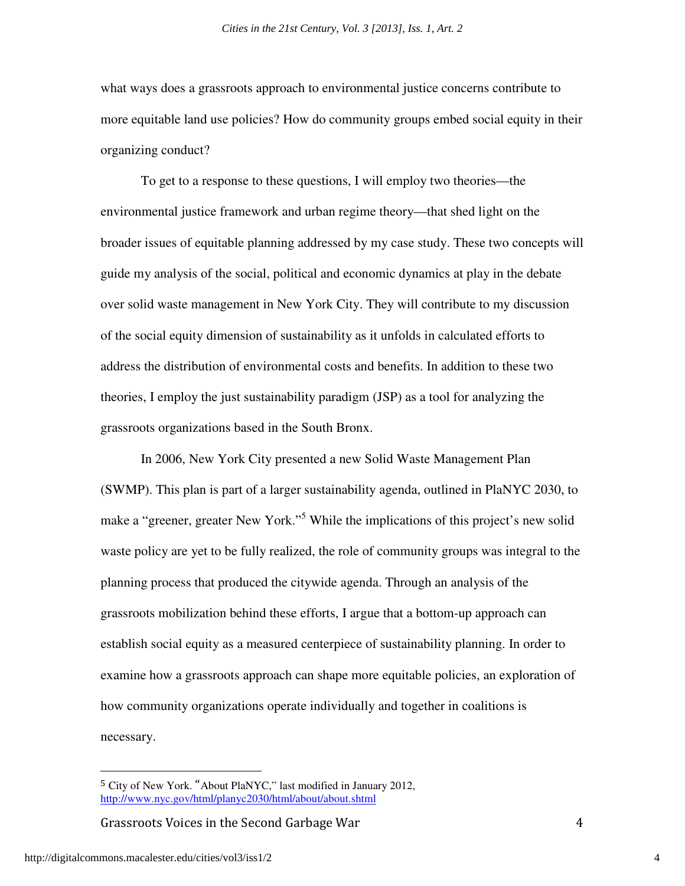what ways does a grassroots approach to environmental justice concerns contribute to more equitable land use policies? How do community groups embed social equity in their organizing conduct?

To get to a response to these questions, I will employ two theories—the environmental justice framework and urban regime theory—that shed light on the broader issues of equitable planning addressed by my case study. These two concepts will guide my analysis of the social, political and economic dynamics at play in the debate over solid waste management in New York City. They will contribute to my discussion of the social equity dimension of sustainability as it unfolds in calculated efforts to address the distribution of environmental costs and benefits. In addition to these two theories, I employ the just sustainability paradigm (JSP) as a tool for analyzing the grassroots organizations based in the South Bronx.

In 2006, New York City presented a new Solid Waste Management Plan (SWMP). This plan is part of a larger sustainability agenda, outlined in PlaNYC 2030, to make a "greener, greater New York."[5] While the implications of this project's new solid waste policy are yet to be fully realized, the role of community groups was integral to the planning process that produced the citywide agenda. Through an analysis of the grassroots mobilization behind these efforts, I argue that a bottom-up approach can establish social equity as a measured centerpiece of sustainability planning. In order to examine how a grassroots approach can shape more equitable policies, an exploration of how community organizations operate individually and together in coalitions is necessary.

---

[5] City of New York. "About PlaNYC," last modified in January 2012, http://www.nyc.gov/html/planyc2030/html/about/about.shtml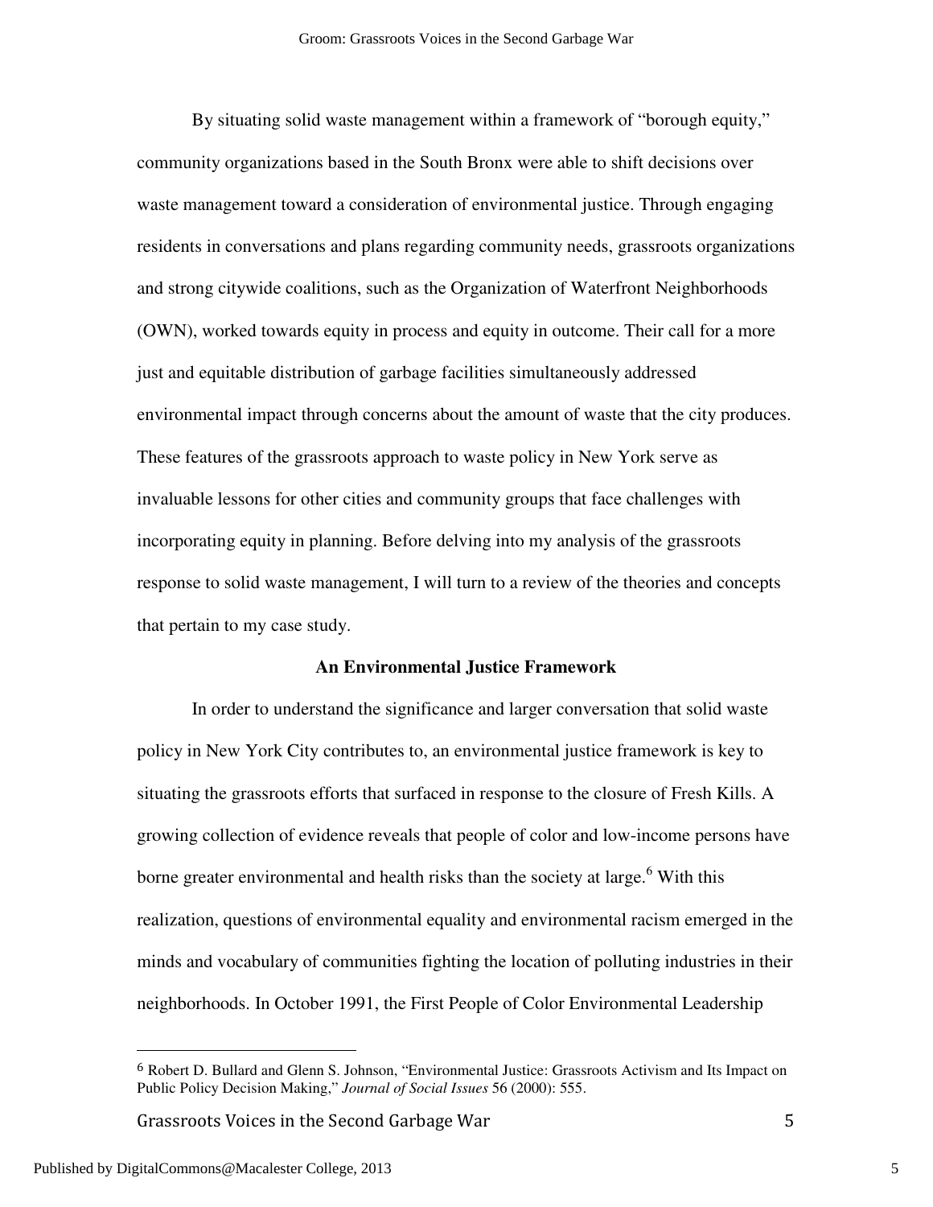By situating solid waste management within a framework of "borough equity," community organizations based in the South Bronx were able to shift decisions over waste management toward a consideration of environmental justice. Through engaging residents in conversations and plans regarding community needs, grassroots organizations and strong citywide coalitions, such as the Organization of Waterfront Neighborhoods (OWN), worked towards equity in process and equity in outcome. Their call for a more just and equitable distribution of garbage facilities simultaneously addressed environmental impact through concerns about the amount of waste that the city produces. These features of the grassroots approach to waste policy in New York serve as invaluable lessons for other cities and community groups that face challenges with incorporating equity in planning. Before delving into my analysis of the grassroots response to solid waste management, I will turn to a review of the theories and concepts that pertain to my case study.

## An Environmental Justice Framework

In order to understand the significance and larger conversation that solid waste policy in New York City contributes to, an environmental justice framework is key to situating the grassroots efforts that surfaced in response to the closure of Fresh Kills. A growing collection of evidence reveals that people of color and low-income persons have borne greater environmental and health risks than the society at large.[6] With this realization, questions of environmental equality and environmental racism emerged in the minds and vocabulary of communities fighting the location of polluting industries in their neighborhoods. In October 1991, the First People of Color Environmental Leadership

---

[6] Robert D. Bullard and Glenn S. Johnson, "Environmental Justice: Grassroots Activism and Its Impact on Public Policy Decision Making," *Journal of Social Issues* 56 (2000): 555.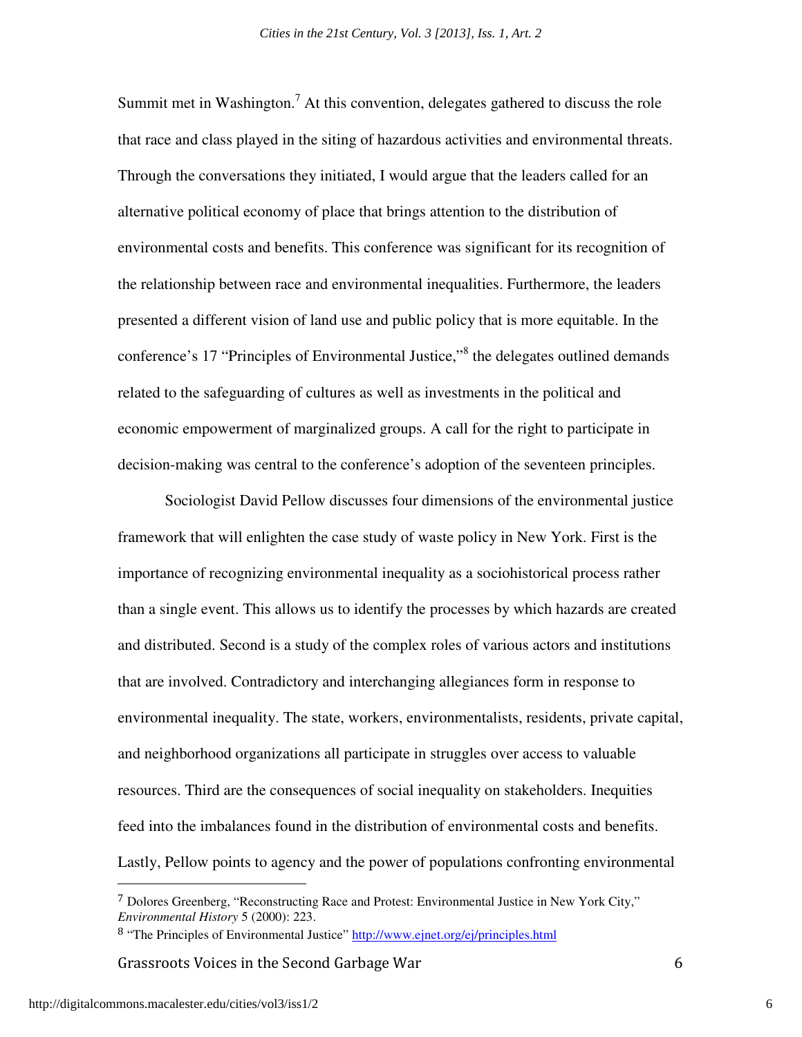Summit met in Washington.[7] At this convention, delegates gathered to discuss the role that race and class played in the siting of hazardous activities and environmental threats. Through the conversations they initiated, I would argue that the leaders called for an alternative political economy of place that brings attention to the distribution of environmental costs and benefits. This conference was significant for its recognition of the relationship between race and environmental inequalities. Furthermore, the leaders presented a different vision of land use and public policy that is more equitable. In the conference's 17 "Principles of Environmental Justice,"[8] the delegates outlined demands related to the safeguarding of cultures as well as investments in the political and economic empowerment of marginalized groups. A call for the right to participate in decision-making was central to the conference's adoption of the seventeen principles.

Sociologist David Pellow discusses four dimensions of the environmental justice framework that will enlighten the case study of waste policy in New York. First is the importance of recognizing environmental inequality as a sociohistorical process rather than a single event. This allows us to identify the processes by which hazards are created and distributed. Second is a study of the complex roles of various actors and institutions that are involved. Contradictory and interchanging allegiances form in response to environmental inequality. The state, workers, environmentalists, residents, private capital, and neighborhood organizations all participate in struggles over access to valuable resources. Third are the consequences of social inequality on stakeholders. Inequities feed into the imbalances found in the distribution of environmental costs and benefits. Lastly, Pellow points to agency and the power of populations confronting environmental

---

[7] Dolores Greenberg, "Reconstructing Race and Protest: Environmental Justice in New York City," *Environmental History* 5 (2000): 223.

[8] "The Principles of Environmental Justice" http://www.ejnet.org/ej/principles.html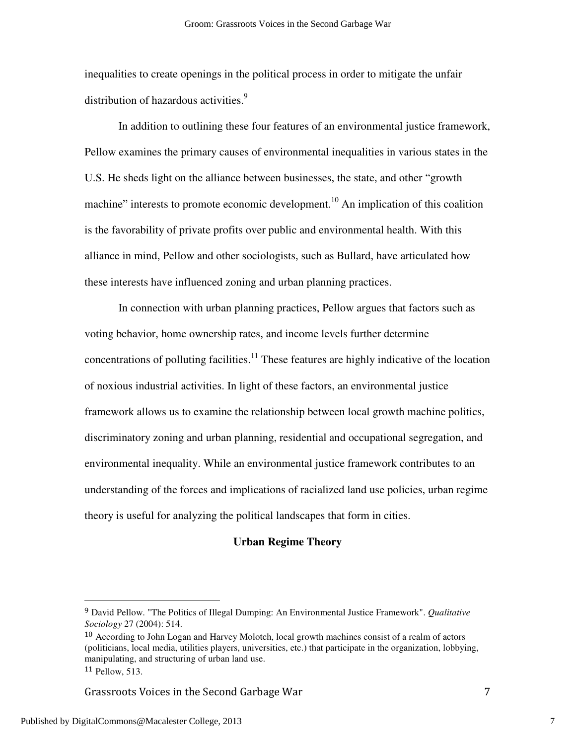inequalities to create openings in the political process in order to mitigate the unfair distribution of hazardous activities.[9]

In addition to outlining these four features of an environmental justice framework, Pellow examines the primary causes of environmental inequalities in various states in the U.S. He sheds light on the alliance between businesses, the state, and other "growth machine" interests to promote economic development.[10] An implication of this coalition is the favorability of private profits over public and environmental health. With this alliance in mind, Pellow and other sociologists, such as Bullard, have articulated how these interests have influenced zoning and urban planning practices.

In connection with urban planning practices, Pellow argues that factors such as voting behavior, home ownership rates, and income levels further determine concentrations of polluting facilities.[11] These features are highly indicative of the location of noxious industrial activities. In light of these factors, an environmental justice framework allows us to examine the relationship between local growth machine politics, discriminatory zoning and urban planning, residential and occupational segregation, and environmental inequality. While an environmental justice framework contributes to an understanding of the forces and implications of racialized land use policies, urban regime theory is useful for analyzing the political landscapes that form in cities.

## Urban Regime Theory

---

[9] David Pellow. "The Politics of Illegal Dumping: An Environmental Justice Framework". *Qualitative Sociology* 27 (2004): 514.

[10] According to John Logan and Harvey Molotch, local growth machines consist of a realm of actors (politicians, local media, utilities players, universities, etc.) that participate in the organization, lobbying, manipulating, and structuring of urban land use.

[11] Pellow, 513.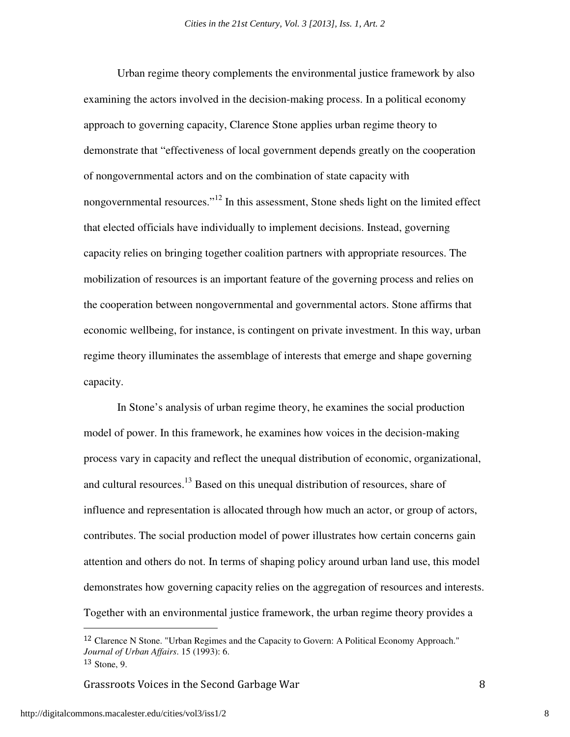Urban regime theory complements the environmental justice framework by also examining the actors involved in the decision-making process. In a political economy approach to governing capacity, Clarence Stone applies urban regime theory to demonstrate that "effectiveness of local government depends greatly on the cooperation of nongovernmental actors and on the combination of state capacity with nongovernmental resources."[12] In this assessment, Stone sheds light on the limited effect that elected officials have individually to implement decisions. Instead, governing capacity relies on bringing together coalition partners with appropriate resources. The mobilization of resources is an important feature of the governing process and relies on the cooperation between nongovernmental and governmental actors. Stone affirms that economic wellbeing, for instance, is contingent on private investment. In this way, urban regime theory illuminates the assemblage of interests that emerge and shape governing capacity.

In Stone's analysis of urban regime theory, he examines the social production model of power. In this framework, he examines how voices in the decision-making process vary in capacity and reflect the unequal distribution of economic, organizational, and cultural resources.[13] Based on this unequal distribution of resources, share of influence and representation is allocated through how much an actor, or group of actors, contributes. The social production model of power illustrates how certain concerns gain attention and others do not. In terms of shaping policy around urban land use, this model demonstrates how governing capacity relies on the aggregation of resources and interests. Together with an environmental justice framework, the urban regime theory provides a

---

[12] Clarence N Stone. "Urban Regimes and the Capacity to Govern: A Political Economy Approach." *Journal of Urban Affairs*. 15 (1993): 6.

[13] Stone, 9.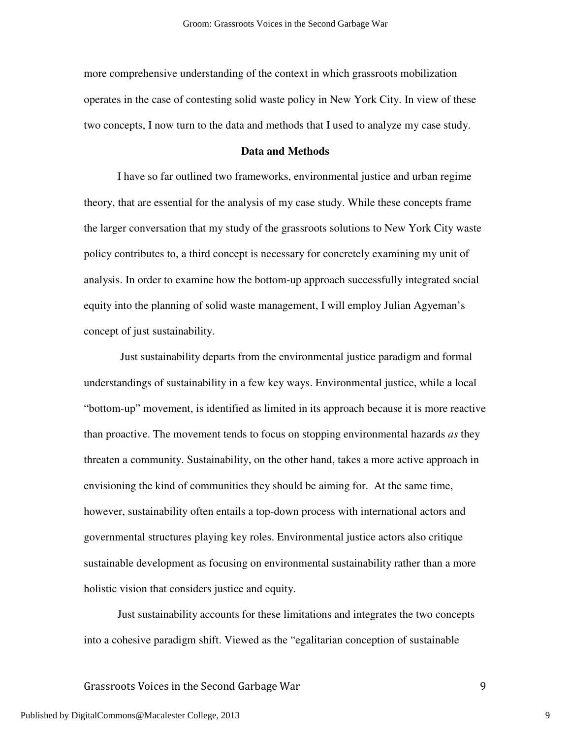more comprehensive understanding of the context in which grassroots mobilization operates in the case of contesting solid waste policy in New York City. In view of these two concepts, I now turn to the data and methods that I used to analyze my case study.

## Data and Methods

I have so far outlined two frameworks, environmental justice and urban regime theory, that are essential for the analysis of my case study. While these concepts frame the larger conversation that my study of the grassroots solutions to New York City waste policy contributes to, a third concept is necessary for concretely examining my unit of analysis. In order to examine how the bottom-up approach successfully integrated social equity into the planning of solid waste management, I will employ Julian Agyeman's concept of just sustainability.

Just sustainability departs from the environmental justice paradigm and formal understandings of sustainability in a few key ways. Environmental justice, while a local "bottom-up" movement, is identified as limited in its approach because it is more reactive than proactive. The movement tends to focus on stopping environmental hazards *as* they threaten a community. Sustainability, on the other hand, takes a more active approach in envisioning the kind of communities they should be aiming for. At the same time, however, sustainability often entails a top-down process with international actors and governmental structures playing key roles. Environmental justice actors also critique sustainable development as focusing on environmental sustainability rather than a more holistic vision that considers justice and equity.

Just sustainability accounts for these limitations and integrates the two concepts into a cohesive paradigm shift. Viewed as the "egalitarian conception of sustainable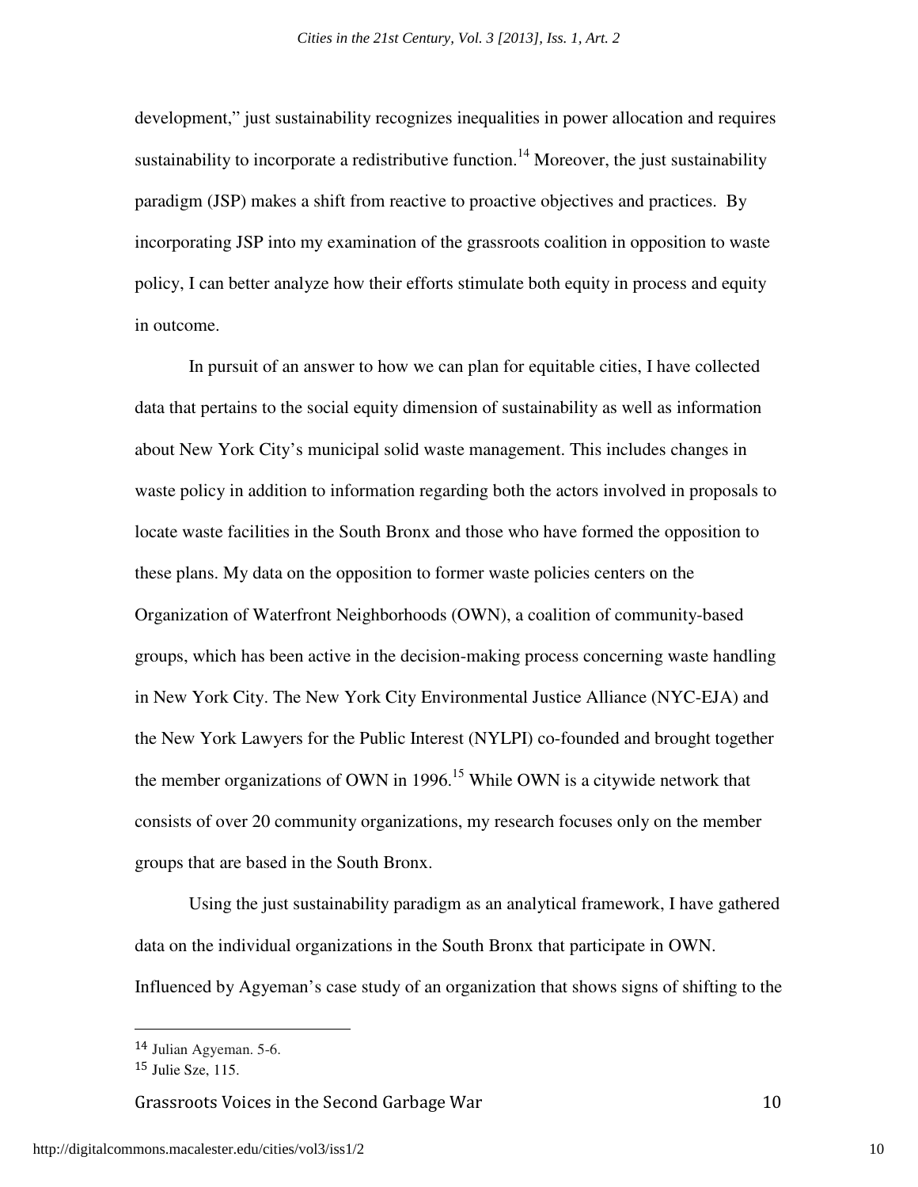development," just sustainability recognizes inequalities in power allocation and requires sustainability to incorporate a redistributive function.[14] Moreover, the just sustainability paradigm (JSP) makes a shift from reactive to proactive objectives and practices. By incorporating JSP into my examination of the grassroots coalition in opposition to waste policy, I can better analyze how their efforts stimulate both equity in process and equity in outcome.

In pursuit of an answer to how we can plan for equitable cities, I have collected data that pertains to the social equity dimension of sustainability as well as information about New York City's municipal solid waste management. This includes changes in waste policy in addition to information regarding both the actors involved in proposals to locate waste facilities in the South Bronx and those who have formed the opposition to these plans. My data on the opposition to former waste policies centers on the Organization of Waterfront Neighborhoods (OWN), a coalition of community-based groups, which has been active in the decision-making process concerning waste handling in New York City. The New York City Environmental Justice Alliance (NYC-EJA) and the New York Lawyers for the Public Interest (NYLPI) co-founded and brought together the member organizations of OWN in 1996.[15] While OWN is a citywide network that consists of over 20 community organizations, my research focuses only on the member groups that are based in the South Bronx.

Using the just sustainability paradigm as an analytical framework, I have gathered data on the individual organizations in the South Bronx that participate in OWN. Influenced by Agyeman's case study of an organization that shows signs of shifting to the

---

[14] Julian Agyeman. 5-6.

[15] Julie Sze, 115.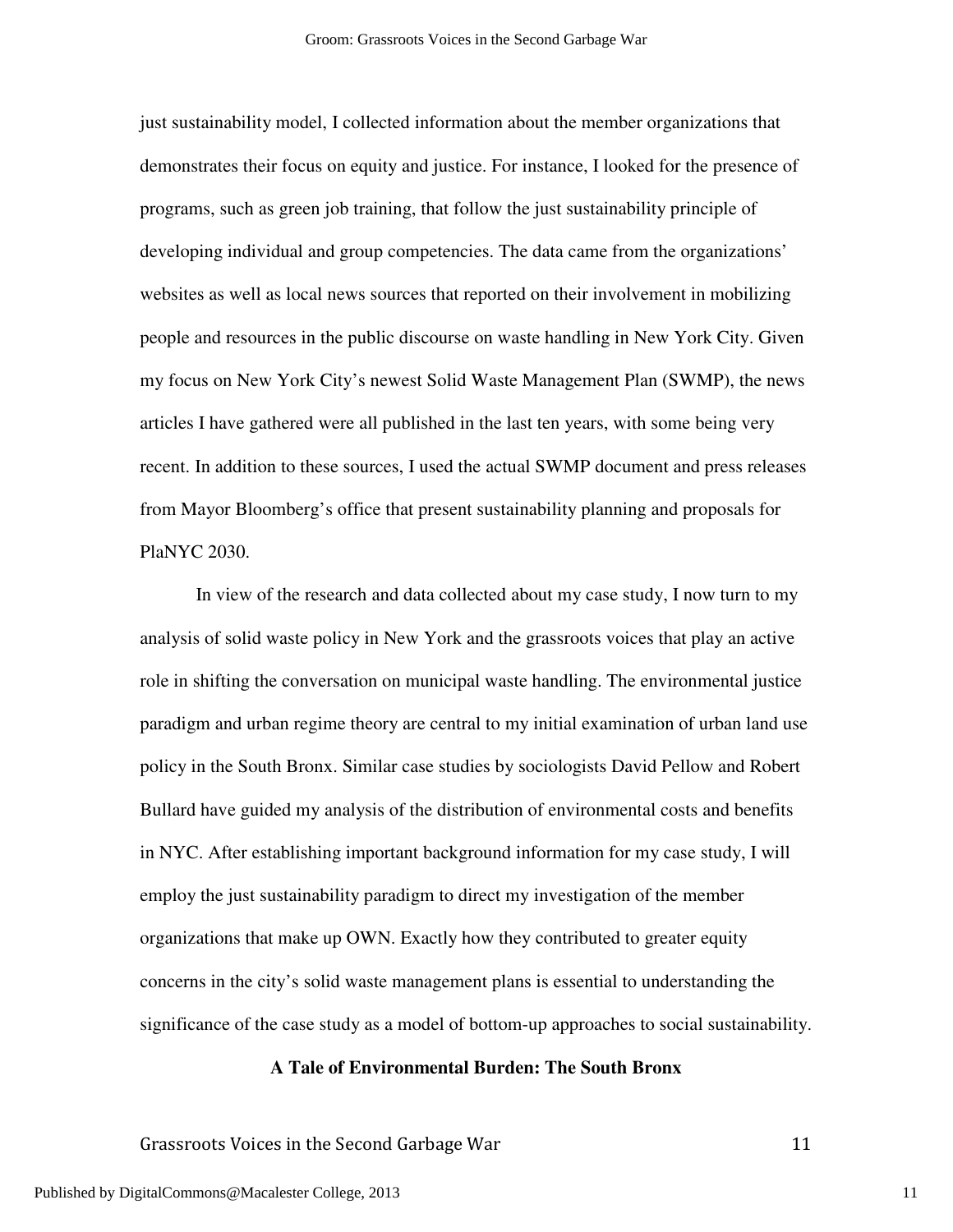just sustainability model, I collected information about the member organizations that demonstrates their focus on equity and justice. For instance, I looked for the presence of programs, such as green job training, that follow the just sustainability principle of developing individual and group competencies. The data came from the organizations' websites as well as local news sources that reported on their involvement in mobilizing people and resources in the public discourse on waste handling in New York City. Given my focus on New York City's newest Solid Waste Management Plan (SWMP), the news articles I have gathered were all published in the last ten years, with some being very recent. In addition to these sources, I used the actual SWMP document and press releases from Mayor Bloomberg's office that present sustainability planning and proposals for PlaNYC 2030.

In view of the research and data collected about my case study, I now turn to my analysis of solid waste policy in New York and the grassroots voices that play an active role in shifting the conversation on municipal waste handling. The environmental justice paradigm and urban regime theory are central to my initial examination of urban land use policy in the South Bronx. Similar case studies by sociologists David Pellow and Robert Bullard have guided my analysis of the distribution of environmental costs and benefits in NYC. After establishing important background information for my case study, I will employ the just sustainability paradigm to direct my investigation of the member organizations that make up OWN. Exactly how they contributed to greater equity concerns in the city's solid waste management plans is essential to understanding the significance of the case study as a model of bottom-up approaches to social sustainability.

## A Tale of Environmental Burden: The South Bronx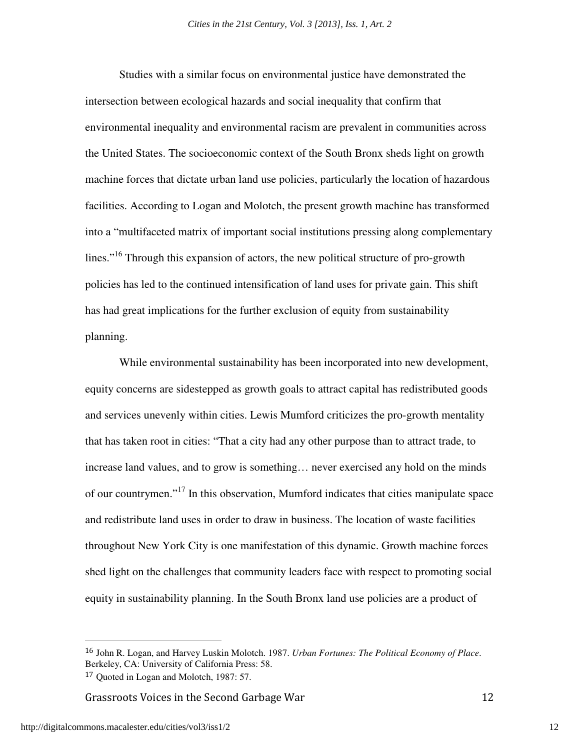Studies with a similar focus on environmental justice have demonstrated the intersection between ecological hazards and social inequality that confirm that environmental inequality and environmental racism are prevalent in communities across the United States. The socioeconomic context of the South Bronx sheds light on growth machine forces that dictate urban land use policies, particularly the location of hazardous facilities. According to Logan and Molotch, the present growth machine has transformed into a "multifaceted matrix of important social institutions pressing along complementary lines."[16] Through this expansion of actors, the new political structure of pro-growth policies has led to the continued intensification of land uses for private gain. This shift has had great implications for the further exclusion of equity from sustainability planning.

While environmental sustainability has been incorporated into new development, equity concerns are sidestepped as growth goals to attract capital has redistributed goods and services unevenly within cities. Lewis Mumford criticizes the pro-growth mentality that has taken root in cities: "That a city had any other purpose than to attract trade, to increase land values, and to grow is something… never exercised any hold on the minds of our countrymen."[17] In this observation, Mumford indicates that cities manipulate space and redistribute land uses in order to draw in business. The location of waste facilities throughout New York City is one manifestation of this dynamic. Growth machine forces shed light on the challenges that community leaders face with respect to promoting social equity in sustainability planning. In the South Bronx land use policies are a product of

---

[16] John R. Logan, and Harvey Luskin Molotch. 1987. *Urban Fortunes: The Political Economy of Place*. Berkeley, CA: University of California Press: 58.

[17] Quoted in Logan and Molotch, 1987: 57.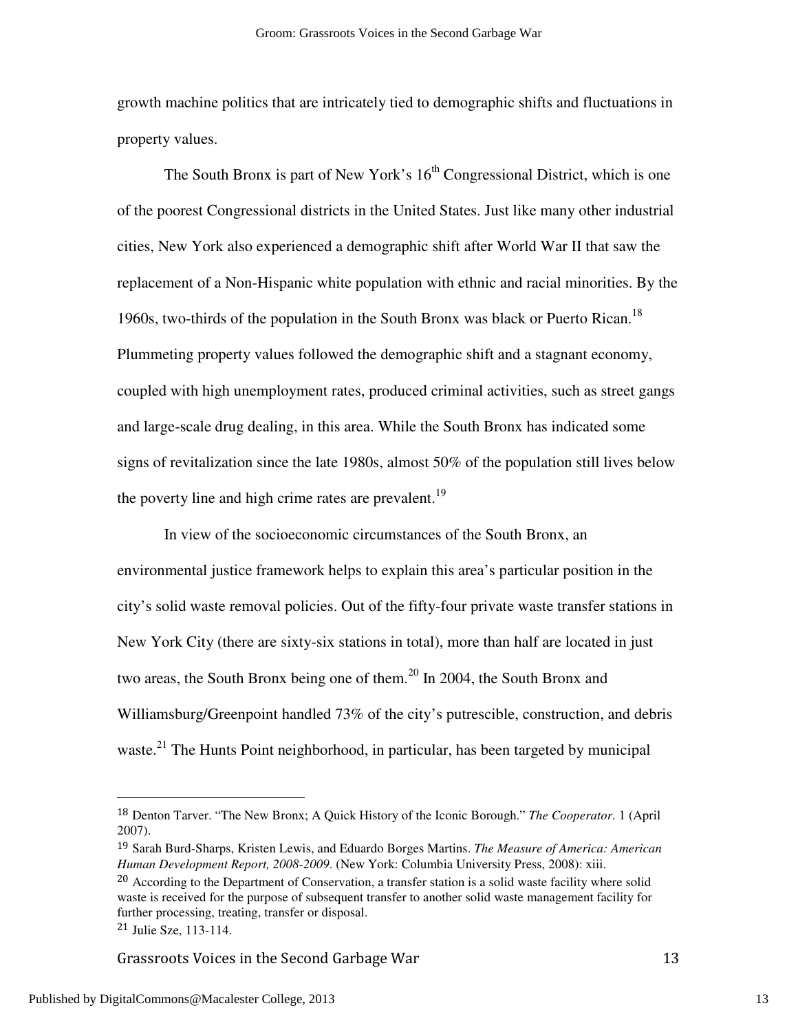growth machine politics that are intricately tied to demographic shifts and fluctuations in property values.

The South Bronx is part of New York's 16th Congressional District, which is one of the poorest Congressional districts in the United States. Just like many other industrial cities, New York also experienced a demographic shift after World War II that saw the replacement of a Non-Hispanic white population with ethnic and racial minorities. By the 1960s, two-thirds of the population in the South Bronx was black or Puerto Rican.[18] Plummeting property values followed the demographic shift and a stagnant economy, coupled with high unemployment rates, produced criminal activities, such as street gangs and large-scale drug dealing, in this area. While the South Bronx has indicated some signs of revitalization since the late 1980s, almost 50% of the population still lives below the poverty line and high crime rates are prevalent.[19]

In view of the socioeconomic circumstances of the South Bronx, an environmental justice framework helps to explain this area's particular position in the city's solid waste removal policies. Out of the fifty-four private waste transfer stations in New York City (there are sixty-six stations in total), more than half are located in just two areas, the South Bronx being one of them.[20] In 2004, the South Bronx and Williamsburg/Greenpoint handled 73% of the city's putrescible, construction, and debris waste.[21] The Hunts Point neighborhood, in particular, has been targeted by municipal

---

[18] Denton Tarver. "The New Bronx; A Quick History of the Iconic Borough." *The Cooperator*. 1 (April 2007).

[19] Sarah Burd-Sharps, Kristen Lewis, and Eduardo Borges Martins. *The Measure of America: American Human Development Report, 2008-2009*. (New York: Columbia University Press, 2008): xiii.

[20] According to the Department of Conservation, a transfer station is a solid waste facility where solid waste is received for the purpose of subsequent transfer to another solid waste management facility for further processing, treating, transfer or disposal.

[21] Julie Sze, 113-114.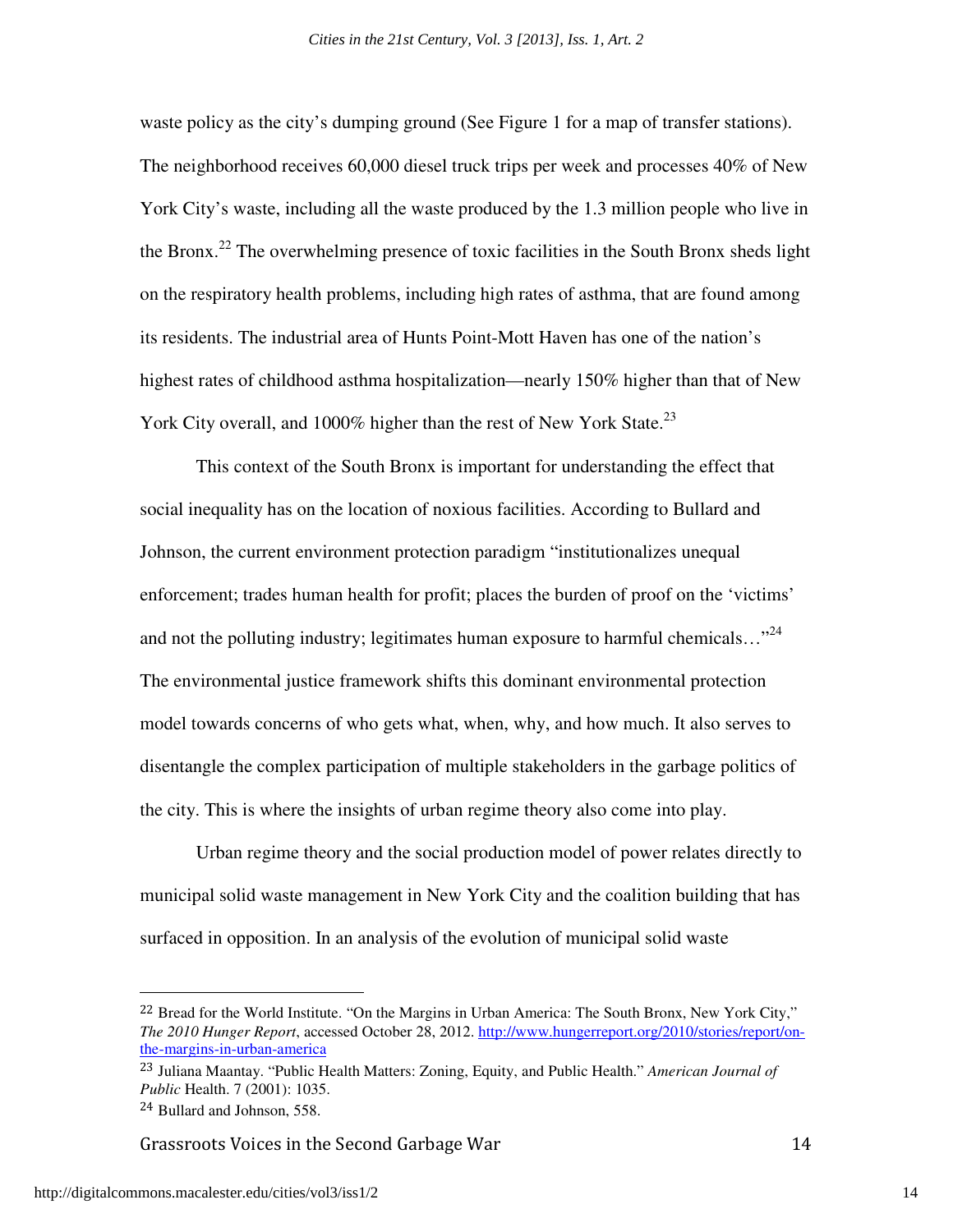waste policy as the city's dumping ground (See Figure 1 for a map of transfer stations). The neighborhood receives 60,000 diesel truck trips per week and processes 40% of New York City's waste, including all the waste produced by the 1.3 million people who live in the Bronx.[22] The overwhelming presence of toxic facilities in the South Bronx sheds light on the respiratory health problems, including high rates of asthma, that are found among its residents. The industrial area of Hunts Point-Mott Haven has one of the nation's highest rates of childhood asthma hospitalization—nearly 150% higher than that of New York City overall, and 1000% higher than the rest of New York State.[23]

This context of the South Bronx is important for understanding the effect that social inequality has on the location of noxious facilities. According to Bullard and Johnson, the current environment protection paradigm "institutionalizes unequal enforcement; trades human health for profit; places the burden of proof on the 'victims' and not the polluting industry; legitimates human exposure to harmful chemicals…"[24] The environmental justice framework shifts this dominant environmental protection model towards concerns of who gets what, when, why, and how much. It also serves to disentangle the complex participation of multiple stakeholders in the garbage politics of the city. This is where the insights of urban regime theory also come into play.

Urban regime theory and the social production model of power relates directly to municipal solid waste management in New York City and the coalition building that has surfaced in opposition. In an analysis of the evolution of municipal solid waste

---

[22] Bread for the World Institute. "On the Margins in Urban America: The South Bronx, New York City," *The 2010 Hunger Report*, accessed October 28, 2012. http://www.hungerreport.org/2010/stories/report/on-the-margins-in-urban-america

[23] Juliana Maantay. "Public Health Matters: Zoning, Equity, and Public Health." *American Journal of Public* Health. 7 (2001): 1035.

[24] Bullard and Johnson, 558.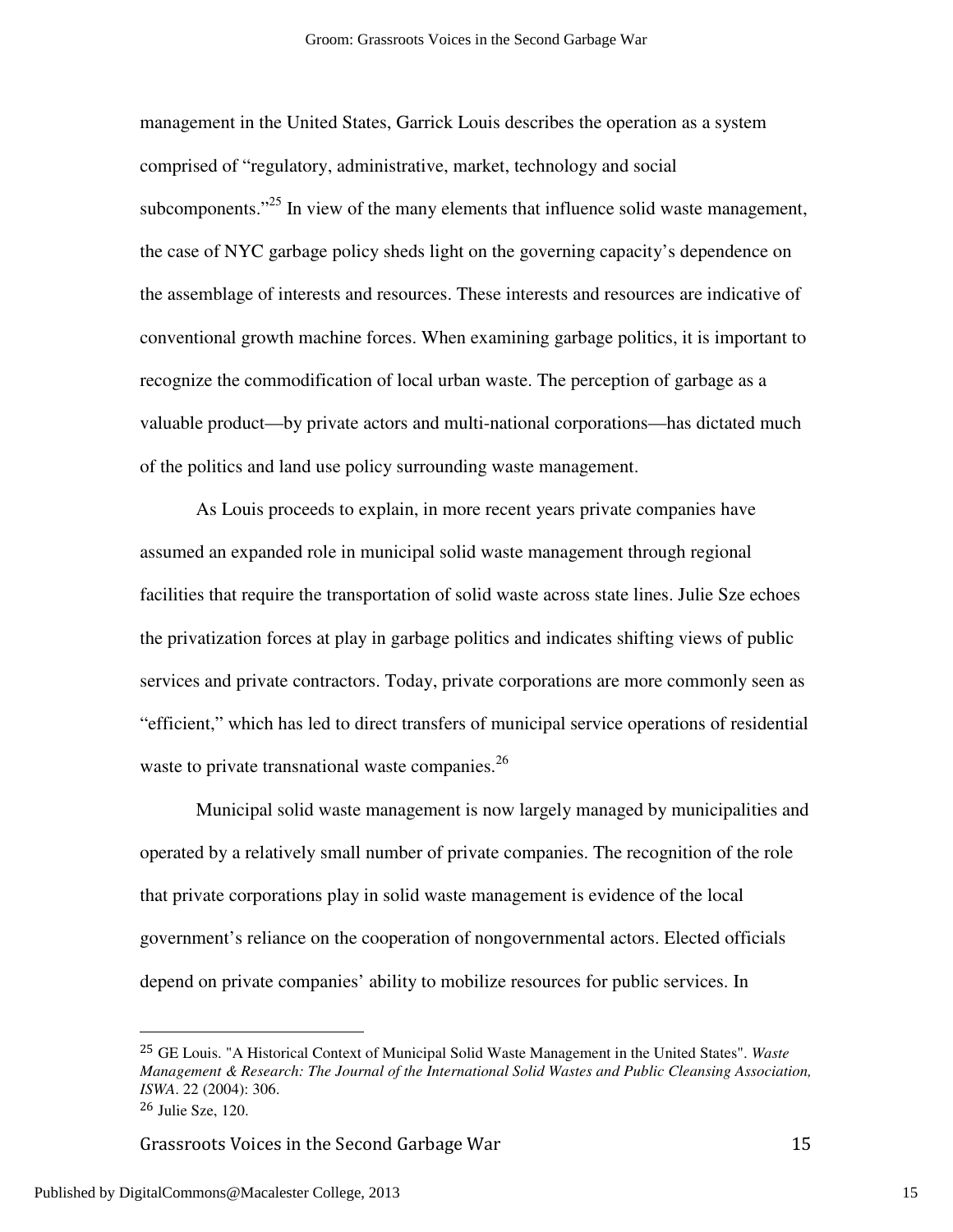management in the United States, Garrick Louis describes the operation as a system comprised of "regulatory, administrative, market, technology and social subcomponents."[25] In view of the many elements that influence solid waste management, the case of NYC garbage policy sheds light on the governing capacity's dependence on the assemblage of interests and resources. These interests and resources are indicative of conventional growth machine forces. When examining garbage politics, it is important to recognize the commodification of local urban waste. The perception of garbage as a valuable product—by private actors and multi-national corporations—has dictated much of the politics and land use policy surrounding waste management.

As Louis proceeds to explain, in more recent years private companies have assumed an expanded role in municipal solid waste management through regional facilities that require the transportation of solid waste across state lines. Julie Sze echoes the privatization forces at play in garbage politics and indicates shifting views of public services and private contractors. Today, private corporations are more commonly seen as "efficient," which has led to direct transfers of municipal service operations of residential waste to private transnational waste companies.[26]

Municipal solid waste management is now largely managed by municipalities and operated by a relatively small number of private companies. The recognition of the role that private corporations play in solid waste management is evidence of the local government's reliance on the cooperation of nongovernmental actors. Elected officials depend on private companies' ability to mobilize resources for public services. In

---

[25] GE Louis. "A Historical Context of Municipal Solid Waste Management in the United States". *Waste Management & Research: The Journal of the International Solid Wastes and Public Cleansing Association, ISWA*. 22 (2004): 306.

[26] Julie Sze, 120.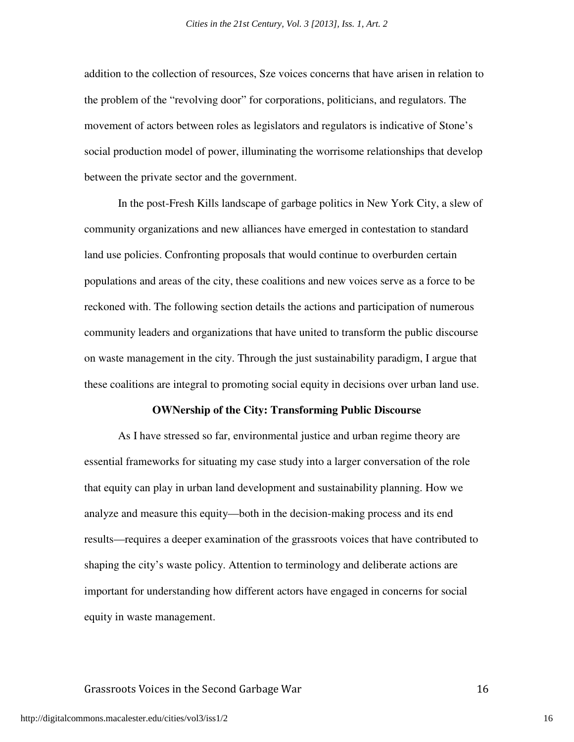addition to the collection of resources, Sze voices concerns that have arisen in relation to the problem of the "revolving door" for corporations, politicians, and regulators. The movement of actors between roles as legislators and regulators is indicative of Stone's social production model of power, illuminating the worrisome relationships that develop between the private sector and the government.

In the post-Fresh Kills landscape of garbage politics in New York City, a slew of community organizations and new alliances have emerged in contestation to standard land use policies. Confronting proposals that would continue to overburden certain populations and areas of the city, these coalitions and new voices serve as a force to be reckoned with. The following section details the actions and participation of numerous community leaders and organizations that have united to transform the public discourse on waste management in the city. Through the just sustainability paradigm, I argue that these coalitions are integral to promoting social equity in decisions over urban land use.

**OWNership of the City: Transforming Public Discourse**

As I have stressed so far, environmental justice and urban regime theory are essential frameworks for situating my case study into a larger conversation of the role that equity can play in urban land development and sustainability planning. How we analyze and measure this equity—both in the decision-making process and its end results—requires a deeper examination of the grassroots voices that have contributed to shaping the city's waste policy. Attention to terminology and deliberate actions are important for understanding how different actors have engaged in concerns for social equity in waste management.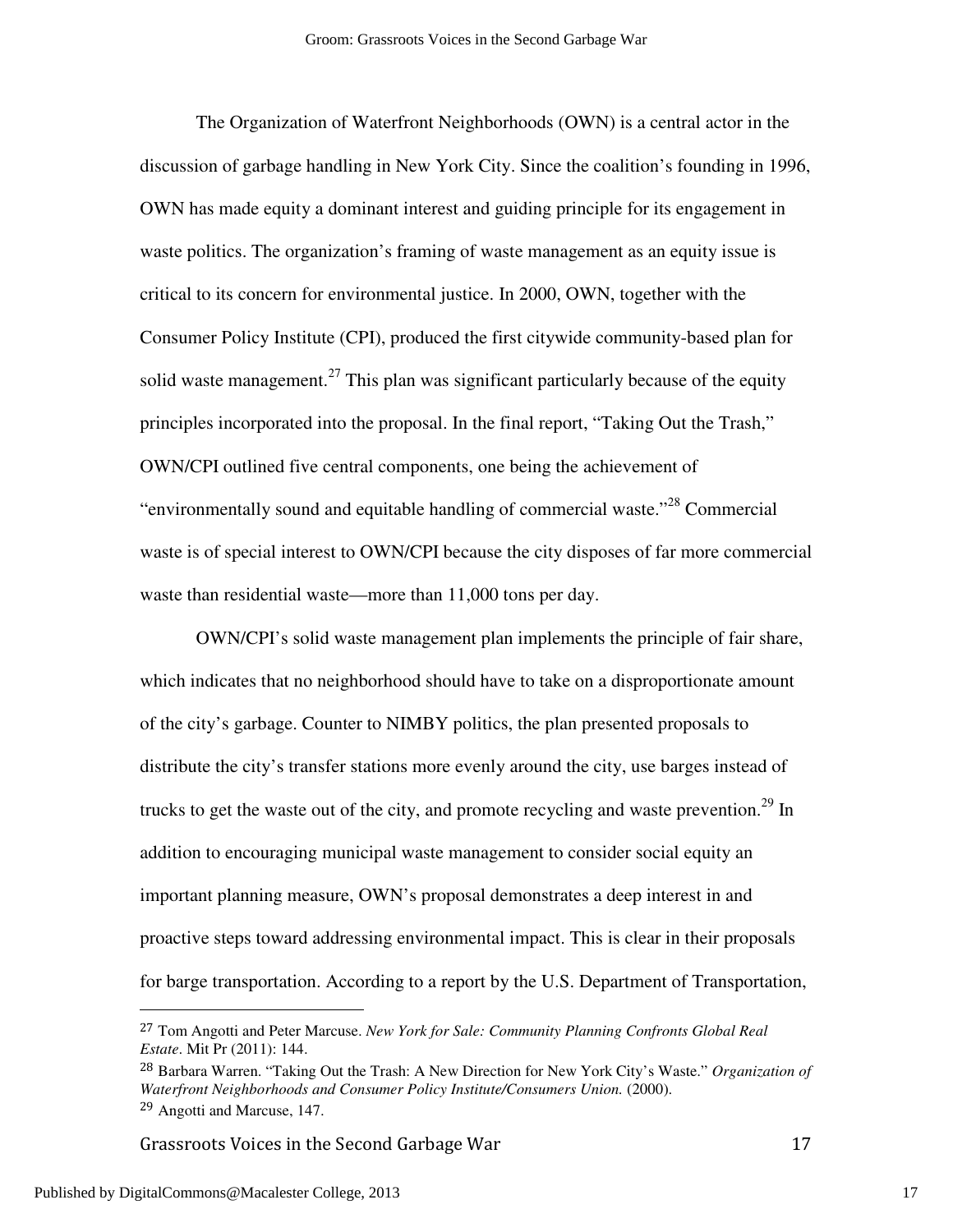The Organization of Waterfront Neighborhoods (OWN) is a central actor in the discussion of garbage handling in New York City. Since the coalition's founding in 1996, OWN has made equity a dominant interest and guiding principle for its engagement in waste politics. The organization's framing of waste management as an equity issue is critical to its concern for environmental justice. In 2000, OWN, together with the Consumer Policy Institute (CPI), produced the first citywide community-based plan for solid waste management.[27] This plan was significant particularly because of the equity principles incorporated into the proposal. In the final report, "Taking Out the Trash," OWN/CPI outlined five central components, one being the achievement of "environmentally sound and equitable handling of commercial waste."[28] Commercial waste is of special interest to OWN/CPI because the city disposes of far more commercial waste than residential waste—more than 11,000 tons per day.

OWN/CPI's solid waste management plan implements the principle of fair share, which indicates that no neighborhood should have to take on a disproportionate amount of the city's garbage. Counter to NIMBY politics, the plan presented proposals to distribute the city's transfer stations more evenly around the city, use barges instead of trucks to get the waste out of the city, and promote recycling and waste prevention.[29] In addition to encouraging municipal waste management to consider social equity an important planning measure, OWN's proposal demonstrates a deep interest in and proactive steps toward addressing environmental impact. This is clear in their proposals for barge transportation. According to a report by the U.S. Department of Transportation,

---

[27] Tom Angotti and Peter Marcuse. *New York for Sale: Community Planning Confronts Global Real Estate*. Mit Pr (2011): 144.

[28] Barbara Warren. "Taking Out the Trash: A New Direction for New York City's Waste." *Organization of Waterfront Neighborhoods and Consumer Policy Institute/Consumers Union.* (2000).

[29] Angotti and Marcuse, 147.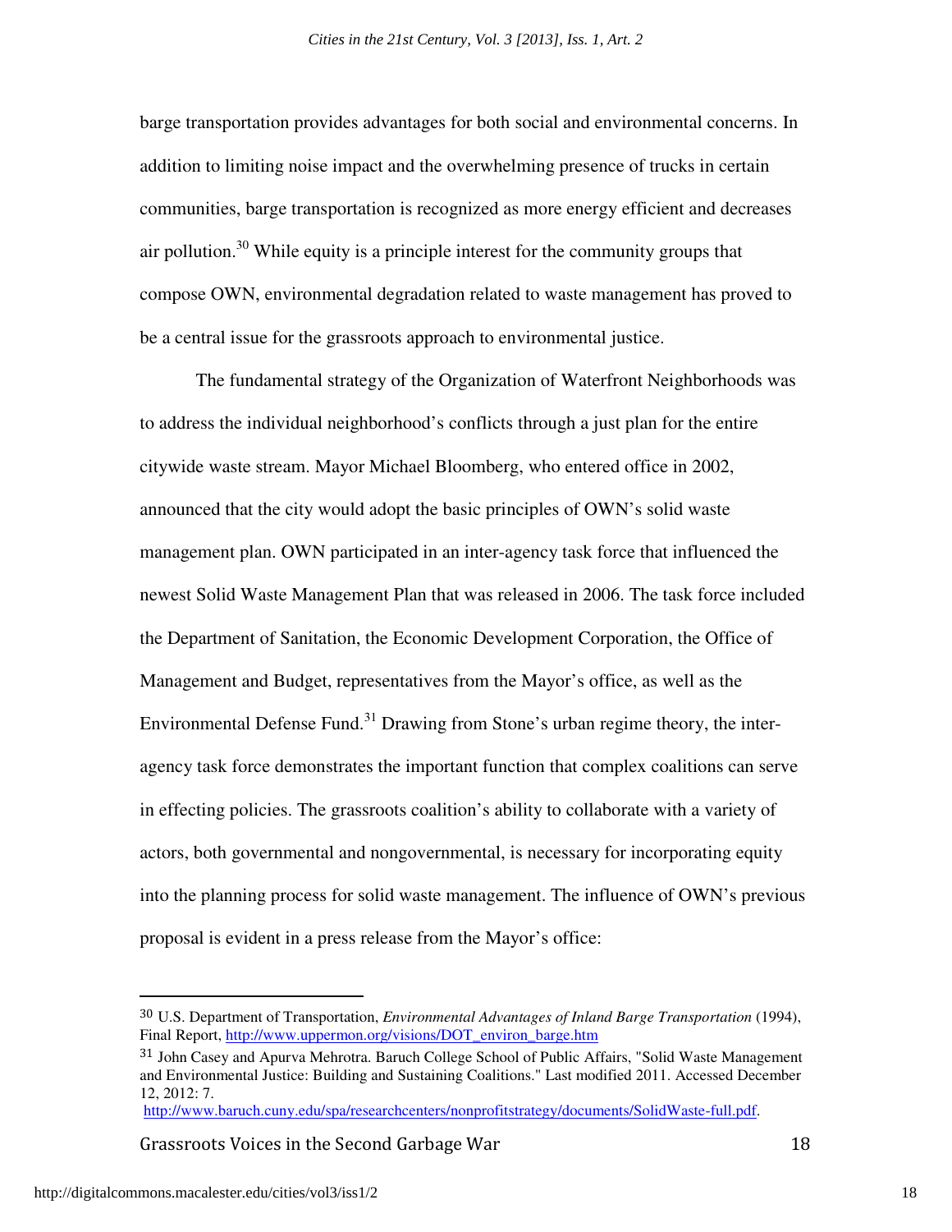barge transportation provides advantages for both social and environmental concerns. In addition to limiting noise impact and the overwhelming presence of trucks in certain communities, barge transportation is recognized as more energy efficient and decreases air pollution.[30] While equity is a principle interest for the community groups that compose OWN, environmental degradation related to waste management has proved to be a central issue for the grassroots approach to environmental justice.

The fundamental strategy of the Organization of Waterfront Neighborhoods was to address the individual neighborhood's conflicts through a just plan for the entire citywide waste stream. Mayor Michael Bloomberg, who entered office in 2002, announced that the city would adopt the basic principles of OWN's solid waste management plan. OWN participated in an inter-agency task force that influenced the newest Solid Waste Management Plan that was released in 2006. The task force included the Department of Sanitation, the Economic Development Corporation, the Office of Management and Budget, representatives from the Mayor's office, as well as the Environmental Defense Fund.[31] Drawing from Stone's urban regime theory, the inter-agency task force demonstrates the important function that complex coalitions can serve in effecting policies. The grassroots coalition's ability to collaborate with a variety of actors, both governmental and nongovernmental, is necessary for incorporating equity into the planning process for solid waste management. The influence of OWN's previous proposal is evident in a press release from the Mayor's office:

---

[30] U.S. Department of Transportation, *Environmental Advantages of Inland Barge Transportation* (1994), Final Report, http://www.uppermon.org/visions/DOT_environ_barge.htm

[31] John Casey and Apurva Mehrotra. Baruch College School of Public Affairs, "Solid Waste Management and Environmental Justice: Building and Sustaining Coalitions." Last modified 2011. Accessed December 12, 2012: 7. http://www.baruch.cuny.edu/spa/researchcenters/nonprofitstrategy/documents/SolidWaste-full.pdf.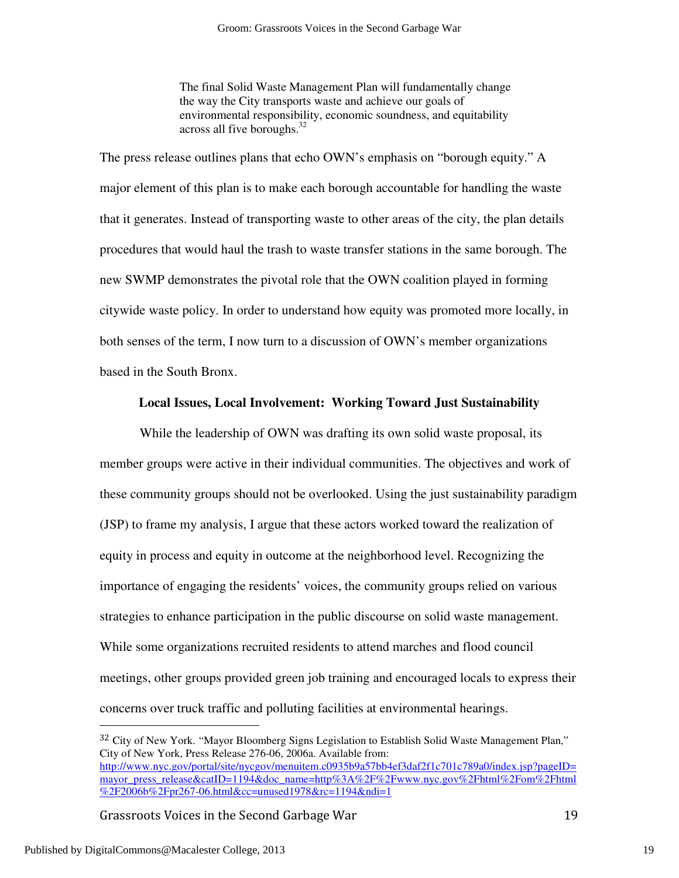> The final Solid Waste Management Plan will fundamentally change the way the City transports waste and achieve our goals of environmental responsibility, economic soundness, and equitability across all five boroughs.[32]

The press release outlines plans that echo OWN's emphasis on "borough equity." A major element of this plan is to make each borough accountable for handling the waste that it generates. Instead of transporting waste to other areas of the city, the plan details procedures that would haul the trash to waste transfer stations in the same borough. The new SWMP demonstrates the pivotal role that the OWN coalition played in forming citywide waste policy. In order to understand how equity was promoted more locally, in both senses of the term, I now turn to a discussion of OWN's member organizations based in the South Bronx.

### Local Issues, Local Involvement: Working Toward Just Sustainability

While the leadership of OWN was drafting its own solid waste proposal, its member groups were active in their individual communities. The objectives and work of these community groups should not be overlooked. Using the just sustainability paradigm (JSP) to frame my analysis, I argue that these actors worked toward the realization of equity in process and equity in outcome at the neighborhood level. Recognizing the importance of engaging the residents' voices, the community groups relied on various strategies to enhance participation in the public discourse on solid waste management. While some organizations recruited residents to attend marches and flood council meetings, other groups provided green job training and encouraged locals to express their concerns over truck traffic and polluting facilities at environmental hearings.

---

[32] City of New York. "Mayor Bloomberg Signs Legislation to Establish Solid Waste Management Plan," City of New York, Press Release 276-06, 2006a. Available from: http://www.nyc.gov/portal/site/nycgov/menuitem.c0935b9a57bb4ef3daf2f1c701c789a0/index.jsp?pageID=mayor_press_release&catID=1194&doc_name=http%3A%2F%2Fwww.nyc.gov%2Fhtml%2Fom%2Fhtml%2F2006b%2Fpr267-06.html&cc=unused1978&rc=1194&ndi=1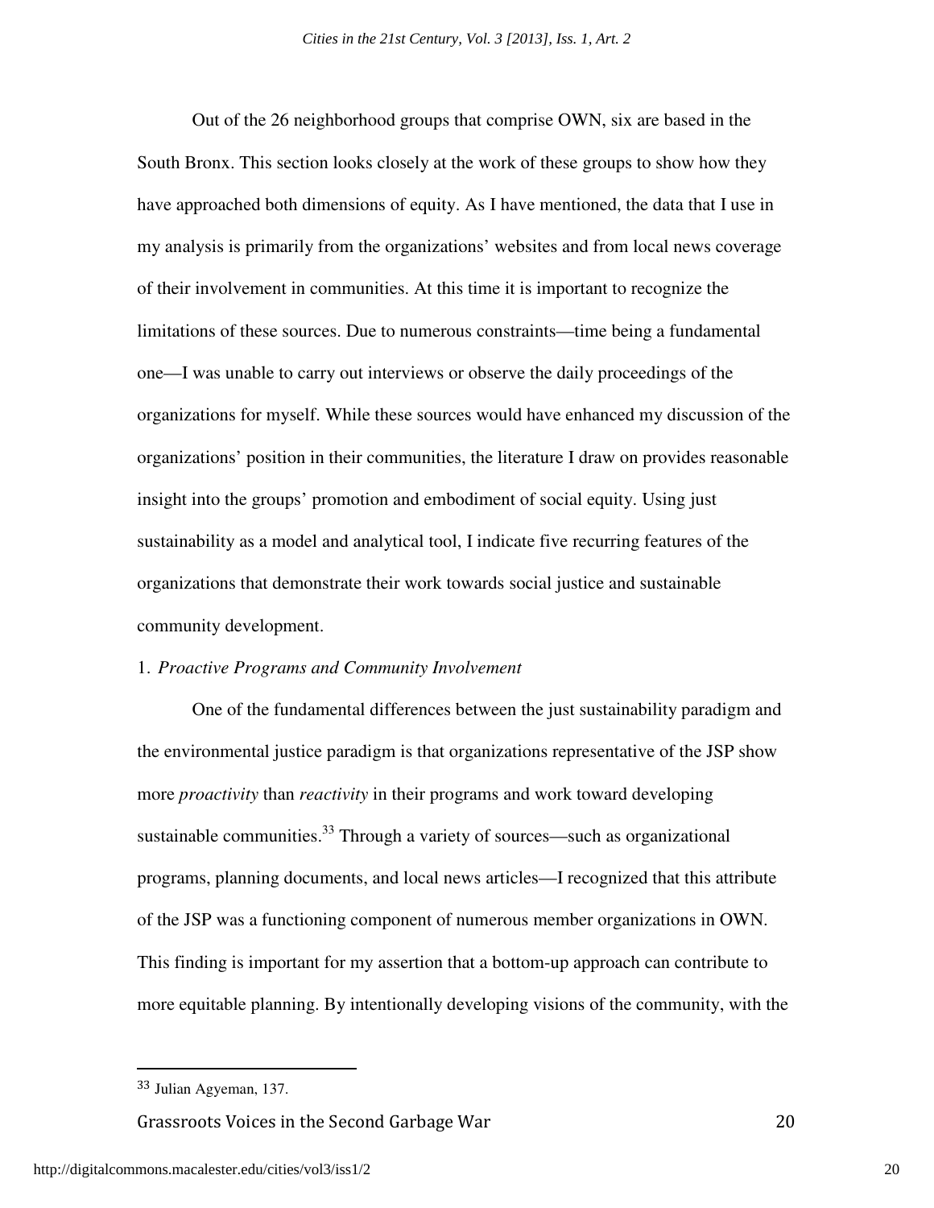Out of the 26 neighborhood groups that comprise OWN, six are based in the South Bronx. This section looks closely at the work of these groups to show how they have approached both dimensions of equity. As I have mentioned, the data that I use in my analysis is primarily from the organizations' websites and from local news coverage of their involvement in communities. At this time it is important to recognize the limitations of these sources. Due to numerous constraints—time being a fundamental one—I was unable to carry out interviews or observe the daily proceedings of the organizations for myself. While these sources would have enhanced my discussion of the organizations' position in their communities, the literature I draw on provides reasonable insight into the groups' promotion and embodiment of social equity. Using just sustainability as a model and analytical tool, I indicate five recurring features of the organizations that demonstrate their work towards social justice and sustainable community development.

1. *Proactive Programs and Community Involvement*

One of the fundamental differences between the just sustainability paradigm and the environmental justice paradigm is that organizations representative of the JSP show more *proactivity* than *reactivity* in their programs and work toward developing sustainable communities.[33] Through a variety of sources—such as organizational programs, planning documents, and local news articles—I recognized that this attribute of the JSP was a functioning component of numerous member organizations in OWN. This finding is important for my assertion that a bottom-up approach can contribute to more equitable planning. By intentionally developing visions of the community, with the

---

[33] Julian Agyeman, 137.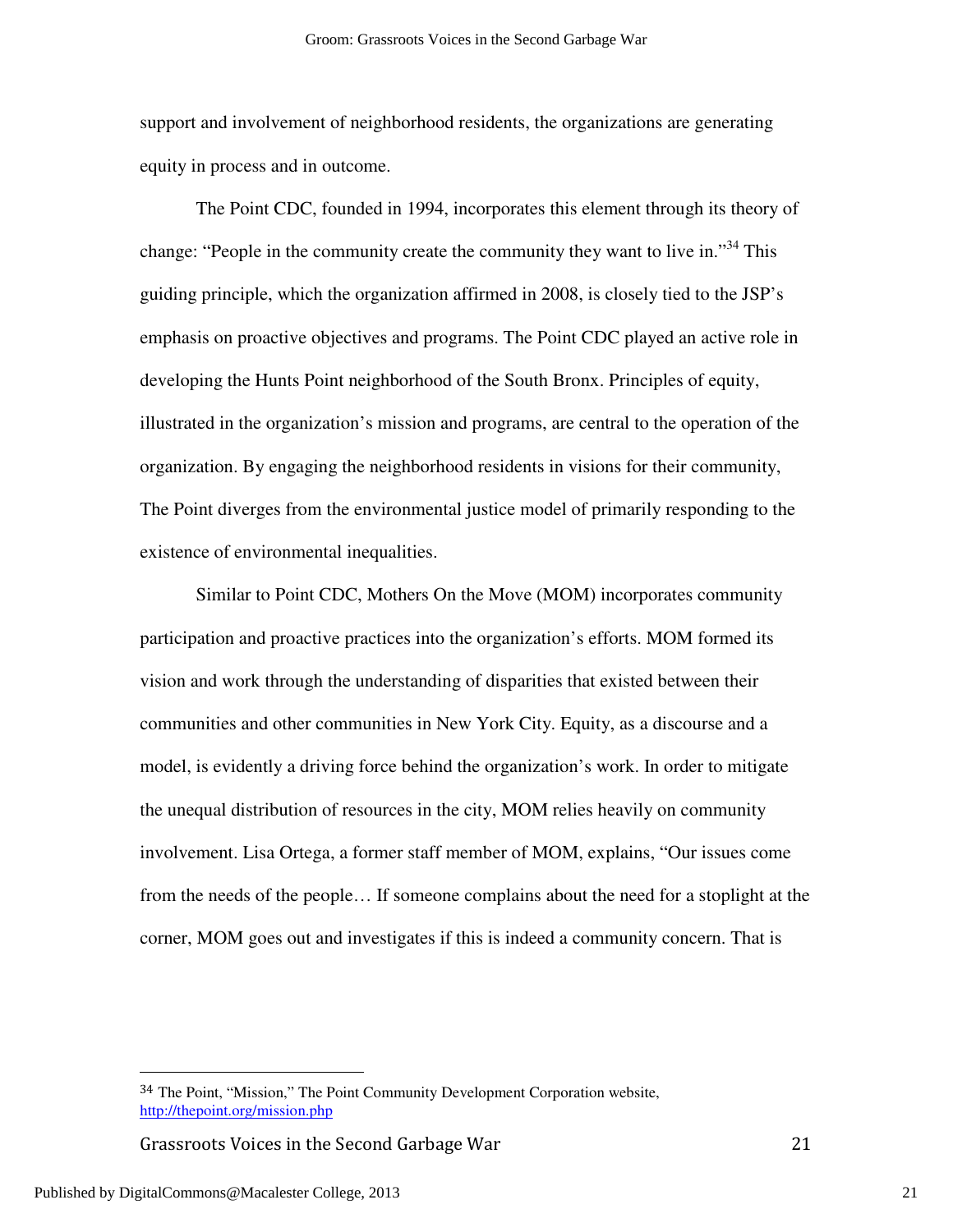support and involvement of neighborhood residents, the organizations are generating equity in process and in outcome.

The Point CDC, founded in 1994, incorporates this element through its theory of change: "People in the community create the community they want to live in."[34] This guiding principle, which the organization affirmed in 2008, is closely tied to the JSP's emphasis on proactive objectives and programs. The Point CDC played an active role in developing the Hunts Point neighborhood of the South Bronx. Principles of equity, illustrated in the organization's mission and programs, are central to the operation of the organization. By engaging the neighborhood residents in visions for their community, The Point diverges from the environmental justice model of primarily responding to the existence of environmental inequalities.

Similar to Point CDC, Mothers On the Move (MOM) incorporates community participation and proactive practices into the organization's efforts. MOM formed its vision and work through the understanding of disparities that existed between their communities and other communities in New York City. Equity, as a discourse and a model, is evidently a driving force behind the organization's work. In order to mitigate the unequal distribution of resources in the city, MOM relies heavily on community involvement. Lisa Ortega, a former staff member of MOM, explains, "Our issues come from the needs of the people… If someone complains about the need for a stoplight at the corner, MOM goes out and investigates if this is indeed a community concern. That is

---

[34] The Point, "Mission," The Point Community Development Corporation website, http://thepoint.org/mission.php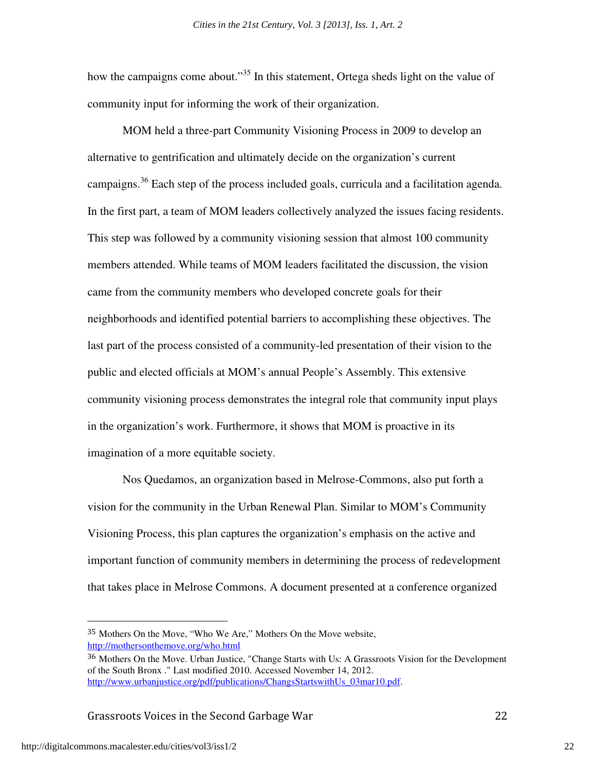how the campaigns come about."[35] In this statement, Ortega sheds light on the value of community input for informing the work of their organization.

MOM held a three-part Community Visioning Process in 2009 to develop an alternative to gentrification and ultimately decide on the organization's current campaigns.[36] Each step of the process included goals, curricula and a facilitation agenda. In the first part, a team of MOM leaders collectively analyzed the issues facing residents. This step was followed by a community visioning session that almost 100 community members attended. While teams of MOM leaders facilitated the discussion, the vision came from the community members who developed concrete goals for their neighborhoods and identified potential barriers to accomplishing these objectives. The last part of the process consisted of a community-led presentation of their vision to the public and elected officials at MOM's annual People's Assembly. This extensive community visioning process demonstrates the integral role that community input plays in the organization's work. Furthermore, it shows that MOM is proactive in its imagination of a more equitable society.

Nos Quedamos, an organization based in Melrose-Commons, also put forth a vision for the community in the Urban Renewal Plan. Similar to MOM's Community Visioning Process, this plan captures the organization's emphasis on the active and important function of community members in determining the process of redevelopment that takes place in Melrose Commons. A document presented at a conference organized

---

[35] Mothers On the Move, "Who We Are," Mothers On the Move website, http://mothersonthemove.org/who.html

[36] Mothers On the Move. Urban Justice, "Change Starts with Us: A Grassroots Vision for the Development of the South Bronx ." Last modified 2010. Accessed November 14, 2012. http://www.urbanjustice.org/pdf/publications/ChangsStartswithUs_03mar10.pdf.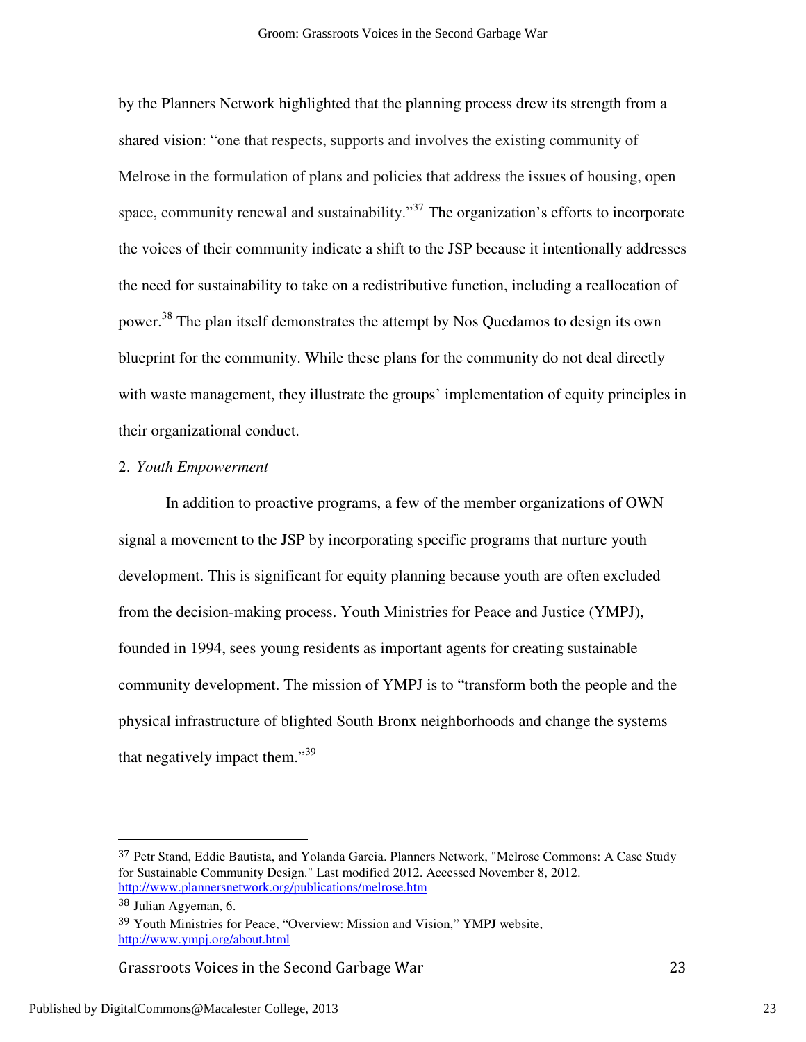by the Planners Network highlighted that the planning process drew its strength from a shared vision: "one that respects, supports and involves the existing community of Melrose in the formulation of plans and policies that address the issues of housing, open space, community renewal and sustainability."[37] The organization's efforts to incorporate the voices of their community indicate a shift to the JSP because it intentionally addresses the need for sustainability to take on a redistributive function, including a reallocation of power.[38] The plan itself demonstrates the attempt by Nos Quedamos to design its own blueprint for the community. While these plans for the community do not deal directly with waste management, they illustrate the groups' implementation of equity principles in their organizational conduct.

2. *Youth Empowerment*

In addition to proactive programs, a few of the member organizations of OWN signal a movement to the JSP by incorporating specific programs that nurture youth development. This is significant for equity planning because youth are often excluded from the decision-making process. Youth Ministries for Peace and Justice (YMPJ), founded in 1994, sees young residents as important agents for creating sustainable community development. The mission of YMPJ is to "transform both the people and the physical infrastructure of blighted South Bronx neighborhoods and change the systems that negatively impact them."[39]

---

[37] Petr Stand, Eddie Bautista, and Yolanda Garcia. Planners Network, "Melrose Commons: A Case Study for Sustainable Community Design." Last modified 2012. Accessed November 8, 2012. http://www.plannersnetwork.org/publications/melrose.htm

[38] Julian Agyeman, 6.

[39] Youth Ministries for Peace, "Overview: Mission and Vision," YMPJ website, http://www.ympj.org/about.html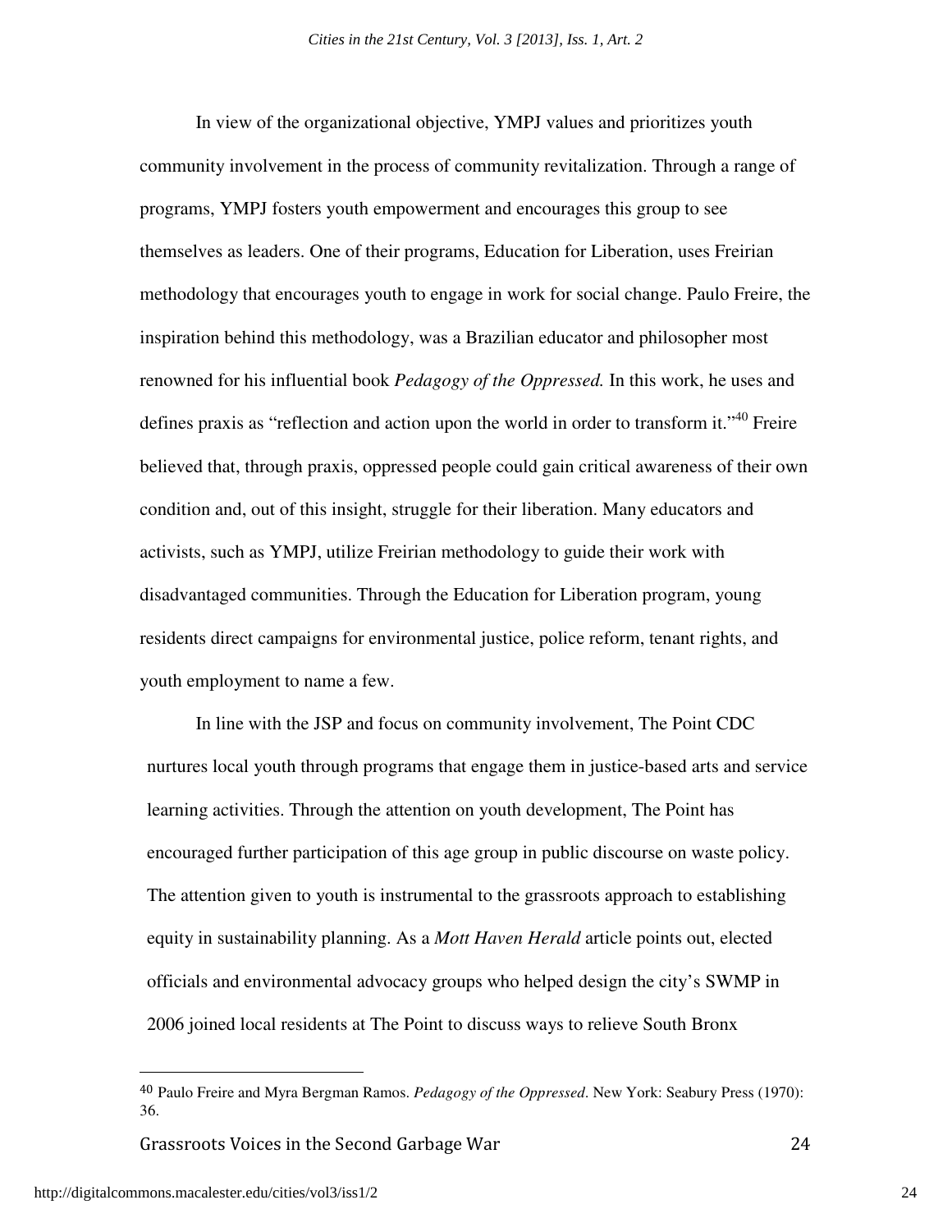In view of the organizational objective, YMPJ values and prioritizes youth community involvement in the process of community revitalization. Through a range of programs, YMPJ fosters youth empowerment and encourages this group to see themselves as leaders. One of their programs, Education for Liberation, uses Freirian methodology that encourages youth to engage in work for social change. Paulo Freire, the inspiration behind this methodology, was a Brazilian educator and philosopher most renowned for his influential book *Pedagogy of the Oppressed.* In this work, he uses and defines praxis as "reflection and action upon the world in order to transform it."[40] Freire believed that, through praxis, oppressed people could gain critical awareness of their own condition and, out of this insight, struggle for their liberation. Many educators and activists, such as YMPJ, utilize Freirian methodology to guide their work with disadvantaged communities. Through the Education for Liberation program, young residents direct campaigns for environmental justice, police reform, tenant rights, and youth employment to name a few.

In line with the JSP and focus on community involvement, The Point CDC nurtures local youth through programs that engage them in justice-based arts and service learning activities. Through the attention on youth development, The Point has encouraged further participation of this age group in public discourse on waste policy. The attention given to youth is instrumental to the grassroots approach to establishing equity in sustainability planning. As a *Mott Haven Herald* article points out, elected officials and environmental advocacy groups who helped design the city's SWMP in 2006 joined local residents at The Point to discuss ways to relieve South Bronx

---

[40] Paulo Freire and Myra Bergman Ramos. *Pedagogy of the Oppressed*. New York: Seabury Press (1970): 36.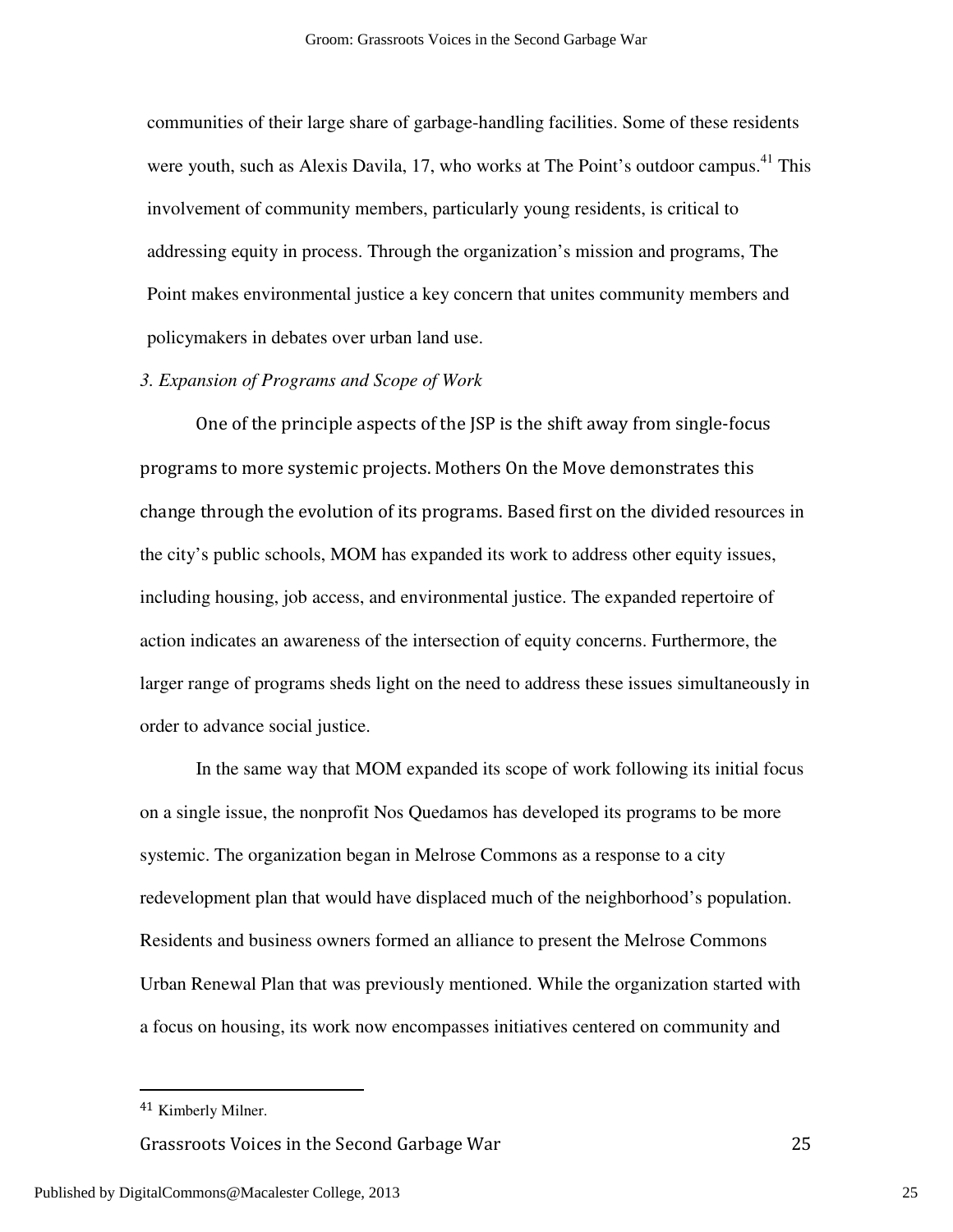communities of their large share of garbage-handling facilities. Some of these residents were youth, such as Alexis Davila, 17, who works at The Point's outdoor campus.[41] This involvement of community members, particularly young residents, is critical to addressing equity in process. Through the organization's mission and programs, The Point makes environmental justice a key concern that unites community members and policymakers in debates over urban land use.

*3. Expansion of Programs and Scope of Work*

One of the principle aspects of the JSP is the shift away from single-focus programs to more systemic projects. Mothers On the Move demonstrates this change through the evolution of its programs. Based first on the divided resources in the city's public schools, MOM has expanded its work to address other equity issues, including housing, job access, and environmental justice. The expanded repertoire of action indicates an awareness of the intersection of equity concerns. Furthermore, the larger range of programs sheds light on the need to address these issues simultaneously in order to advance social justice.

In the same way that MOM expanded its scope of work following its initial focus on a single issue, the nonprofit Nos Quedamos has developed its programs to be more systemic. The organization began in Melrose Commons as a response to a city redevelopment plan that would have displaced much of the neighborhood's population. Residents and business owners formed an alliance to present the Melrose Commons Urban Renewal Plan that was previously mentioned. While the organization started with a focus on housing, its work now encompasses initiatives centered on community and

---

[41] Kimberly Milner.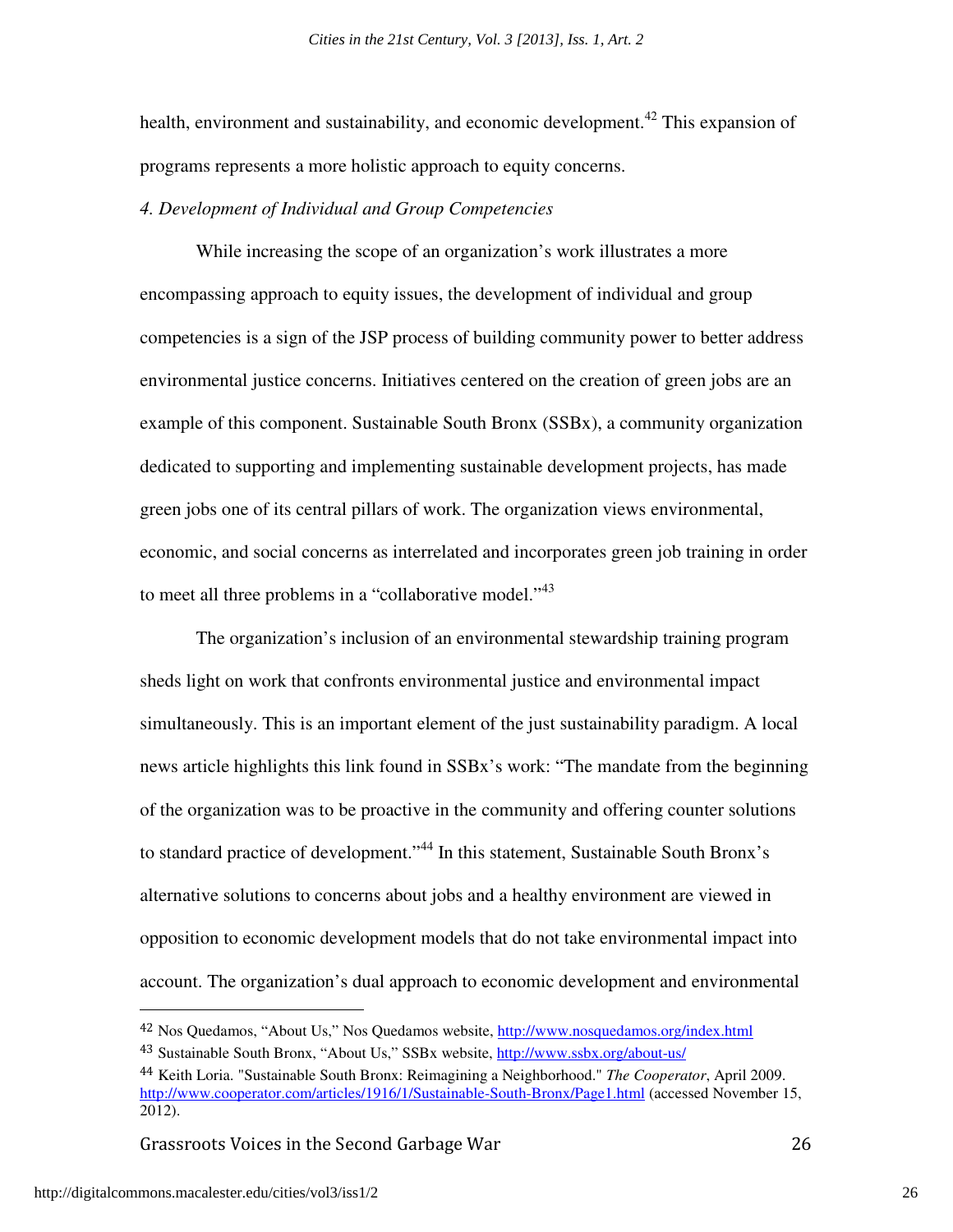health, environment and sustainability, and economic development.[42] This expansion of programs represents a more holistic approach to equity concerns.

*4. Development of Individual and Group Competencies*

While increasing the scope of an organization's work illustrates a more encompassing approach to equity issues, the development of individual and group competencies is a sign of the JSP process of building community power to better address environmental justice concerns. Initiatives centered on the creation of green jobs are an example of this component. Sustainable South Bronx (SSBx), a community organization dedicated to supporting and implementing sustainable development projects, has made green jobs one of its central pillars of work. The organization views environmental, economic, and social concerns as interrelated and incorporates green job training in order to meet all three problems in a "collaborative model."[43]

The organization's inclusion of an environmental stewardship training program sheds light on work that confronts environmental justice and environmental impact simultaneously. This is an important element of the just sustainability paradigm. A local news article highlights this link found in SSBx's work: "The mandate from the beginning of the organization was to be proactive in the community and offering counter solutions to standard practice of development."[44] In this statement, Sustainable South Bronx's alternative solutions to concerns about jobs and a healthy environment are viewed in opposition to economic development models that do not take environmental impact into account. The organization's dual approach to economic development and environmental

---

[42] Nos Quedamos, "About Us," Nos Quedamos website, http://www.nosquedamos.org/index.html

[43] Sustainable South Bronx, "About Us," SSBx website, http://www.ssbx.org/about-us/

[44] Keith Loria. "Sustainable South Bronx: Reimagining a Neighborhood." *The Cooperator*, April 2009. http://www.cooperator.com/articles/1916/1/Sustainable-South-Bronx/Page1.html (accessed November 15, 2012).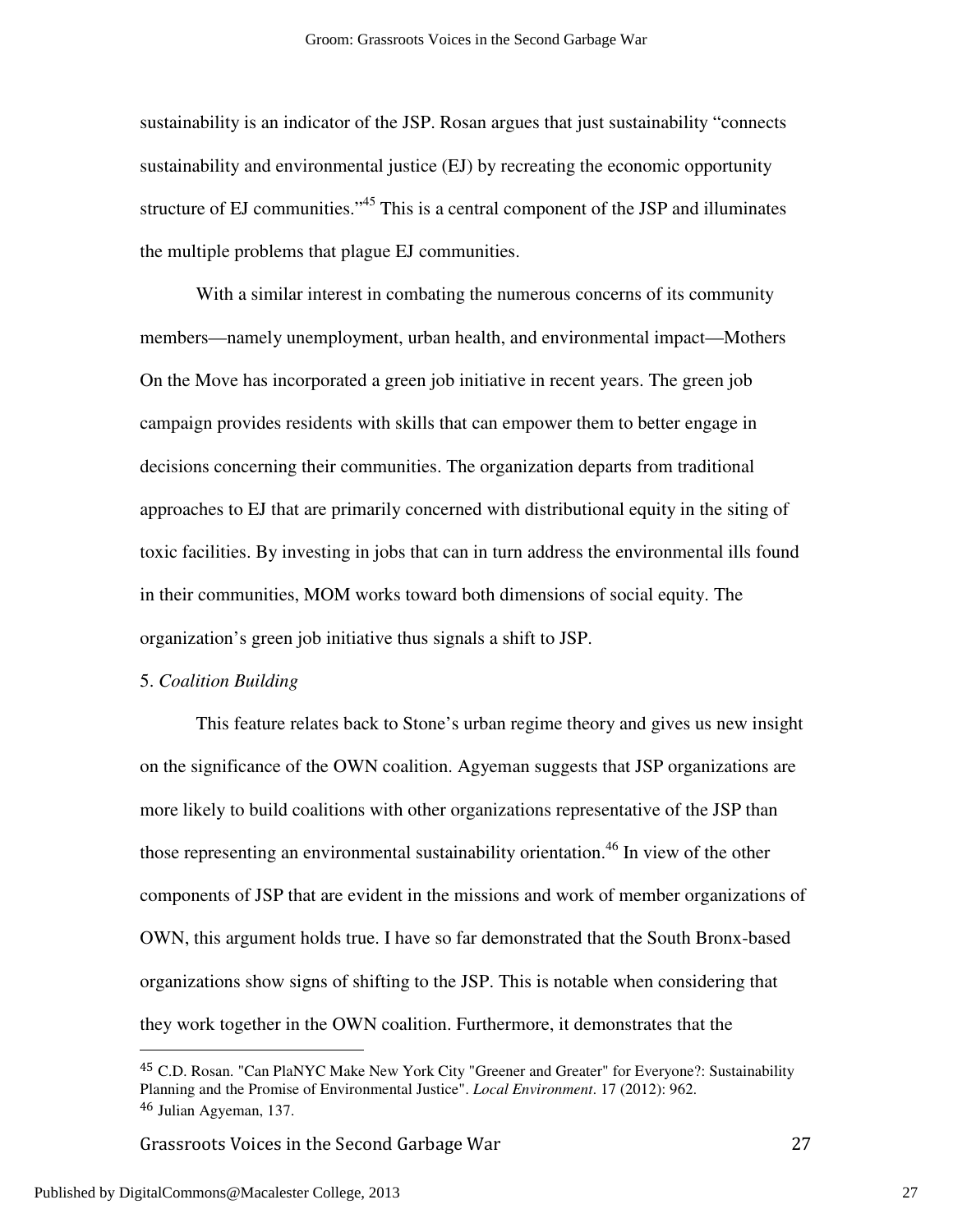sustainability is an indicator of the JSP. Rosan argues that just sustainability "connects sustainability and environmental justice (EJ) by recreating the economic opportunity structure of EJ communities."[45] This is a central component of the JSP and illuminates the multiple problems that plague EJ communities.

With a similar interest in combating the numerous concerns of its community members—namely unemployment, urban health, and environmental impact—Mothers On the Move has incorporated a green job initiative in recent years. The green job campaign provides residents with skills that can empower them to better engage in decisions concerning their communities. The organization departs from traditional approaches to EJ that are primarily concerned with distributional equity in the siting of toxic facilities. By investing in jobs that can in turn address the environmental ills found in their communities, MOM works toward both dimensions of social equity. The organization's green job initiative thus signals a shift to JSP.

5. *Coalition Building*

This feature relates back to Stone's urban regime theory and gives us new insight on the significance of the OWN coalition. Agyeman suggests that JSP organizations are more likely to build coalitions with other organizations representative of the JSP than those representing an environmental sustainability orientation.[46] In view of the other components of JSP that are evident in the missions and work of member organizations of OWN, this argument holds true. I have so far demonstrated that the South Bronx-based organizations show signs of shifting to the JSP. This is notable when considering that they work together in the OWN coalition. Furthermore, it demonstrates that the

---

[45] C.D. Rosan. "Can PlaNYC Make New York City "Greener and Greater" for Everyone?: Sustainability Planning and the Promise of Environmental Justice". *Local Environment*. 17 (2012): 962.

[46] Julian Agyeman, 137.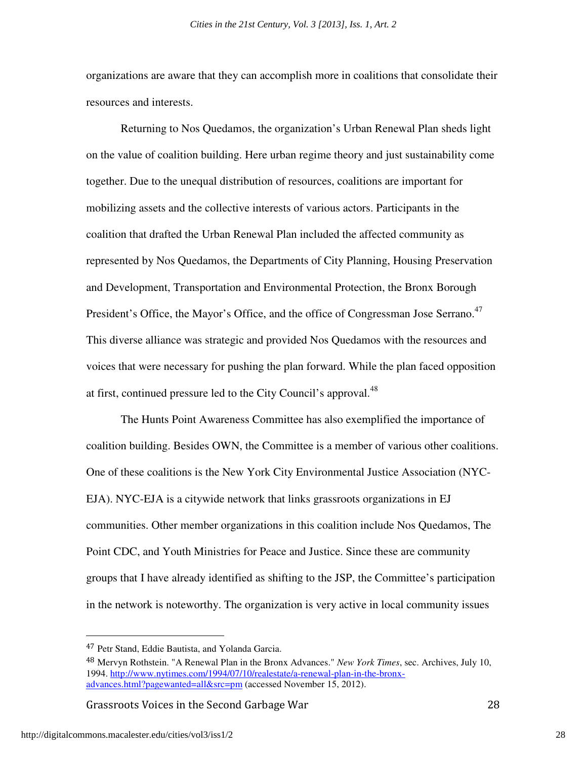organizations are aware that they can accomplish more in coalitions that consolidate their resources and interests.

Returning to Nos Quedamos, the organization's Urban Renewal Plan sheds light on the value of coalition building. Here urban regime theory and just sustainability come together. Due to the unequal distribution of resources, coalitions are important for mobilizing assets and the collective interests of various actors. Participants in the coalition that drafted the Urban Renewal Plan included the affected community as represented by Nos Quedamos, the Departments of City Planning, Housing Preservation and Development, Transportation and Environmental Protection, the Bronx Borough President's Office, the Mayor's Office, and the office of Congressman Jose Serrano.[47] This diverse alliance was strategic and provided Nos Quedamos with the resources and voices that were necessary for pushing the plan forward. While the plan faced opposition at first, continued pressure led to the City Council's approval.[48]

The Hunts Point Awareness Committee has also exemplified the importance of coalition building. Besides OWN, the Committee is a member of various other coalitions. One of these coalitions is the New York City Environmental Justice Association (NYC-EJA). NYC-EJA is a citywide network that links grassroots organizations in EJ communities. Other member organizations in this coalition include Nos Quedamos, The Point CDC, and Youth Ministries for Peace and Justice. Since these are community groups that I have already identified as shifting to the JSP, the Committee's participation in the network is noteworthy. The organization is very active in local community issues

---

[47] Petr Stand, Eddie Bautista, and Yolanda Garcia.

[48] Mervyn Rothstein. "A Renewal Plan in the Bronx Advances." *New York Times*, sec. Archives, July 10, 1994. http://www.nytimes.com/1994/07/10/realestate/a-renewal-plan-in-the-bronx-advances.html?pagewanted=all&src=pm (accessed November 15, 2012).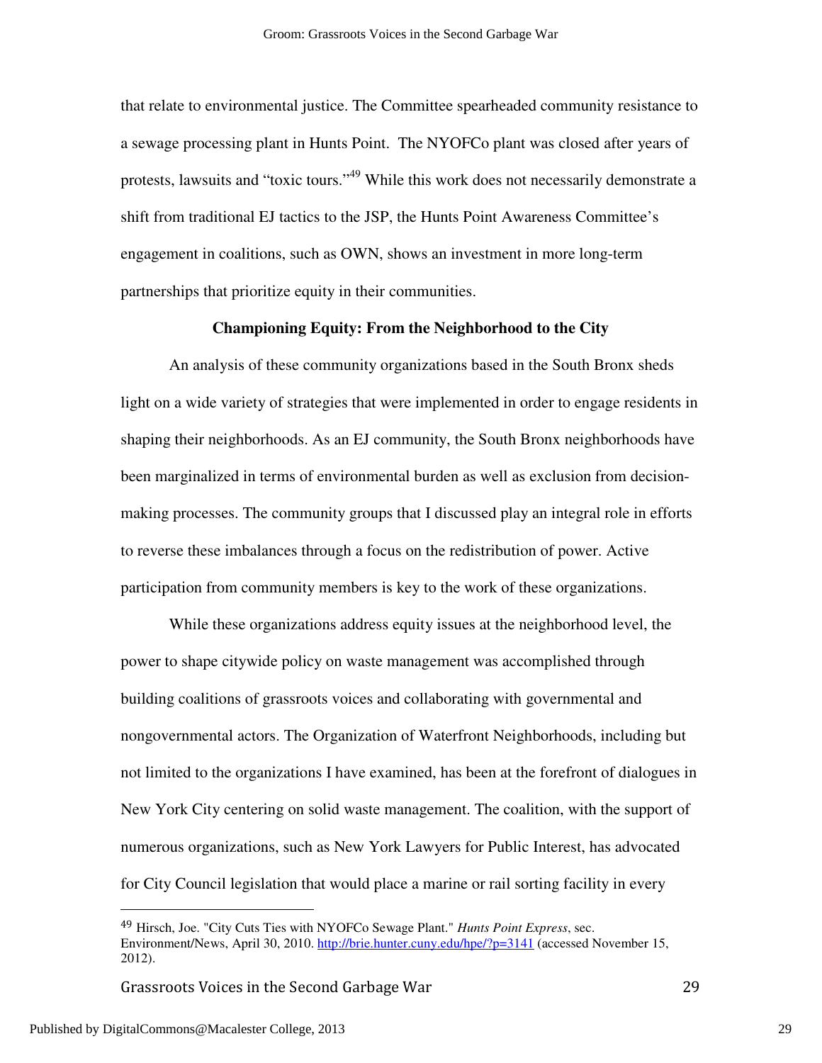that relate to environmental justice. The Committee spearheaded community resistance to a sewage processing plant in Hunts Point. The NYOFCo plant was closed after years of protests, lawsuits and "toxic tours."[49] While this work does not necessarily demonstrate a shift from traditional EJ tactics to the JSP, the Hunts Point Awareness Committee's engagement in coalitions, such as OWN, shows an investment in more long-term partnerships that prioritize equity in their communities.

### Championing Equity: From the Neighborhood to the City

An analysis of these community organizations based in the South Bronx sheds light on a wide variety of strategies that were implemented in order to engage residents in shaping their neighborhoods. As an EJ community, the South Bronx neighborhoods have been marginalized in terms of environmental burden as well as exclusion from decision-making processes. The community groups that I discussed play an integral role in efforts to reverse these imbalances through a focus on the redistribution of power. Active participation from community members is key to the work of these organizations.

While these organizations address equity issues at the neighborhood level, the power to shape citywide policy on waste management was accomplished through building coalitions of grassroots voices and collaborating with governmental and nongovernmental actors. The Organization of Waterfront Neighborhoods, including but not limited to the organizations I have examined, has been at the forefront of dialogues in New York City centering on solid waste management. The coalition, with the support of numerous organizations, such as New York Lawyers for Public Interest, has advocated for City Council legislation that would place a marine or rail sorting facility in every

---

[49] Hirsch, Joe. "City Cuts Ties with NYOFCo Sewage Plant." *Hunts Point Express*, sec. Environment/News, April 30, 2010. http://brie.hunter.cuny.edu/hpe/?p=3141 (accessed November 15, 2012).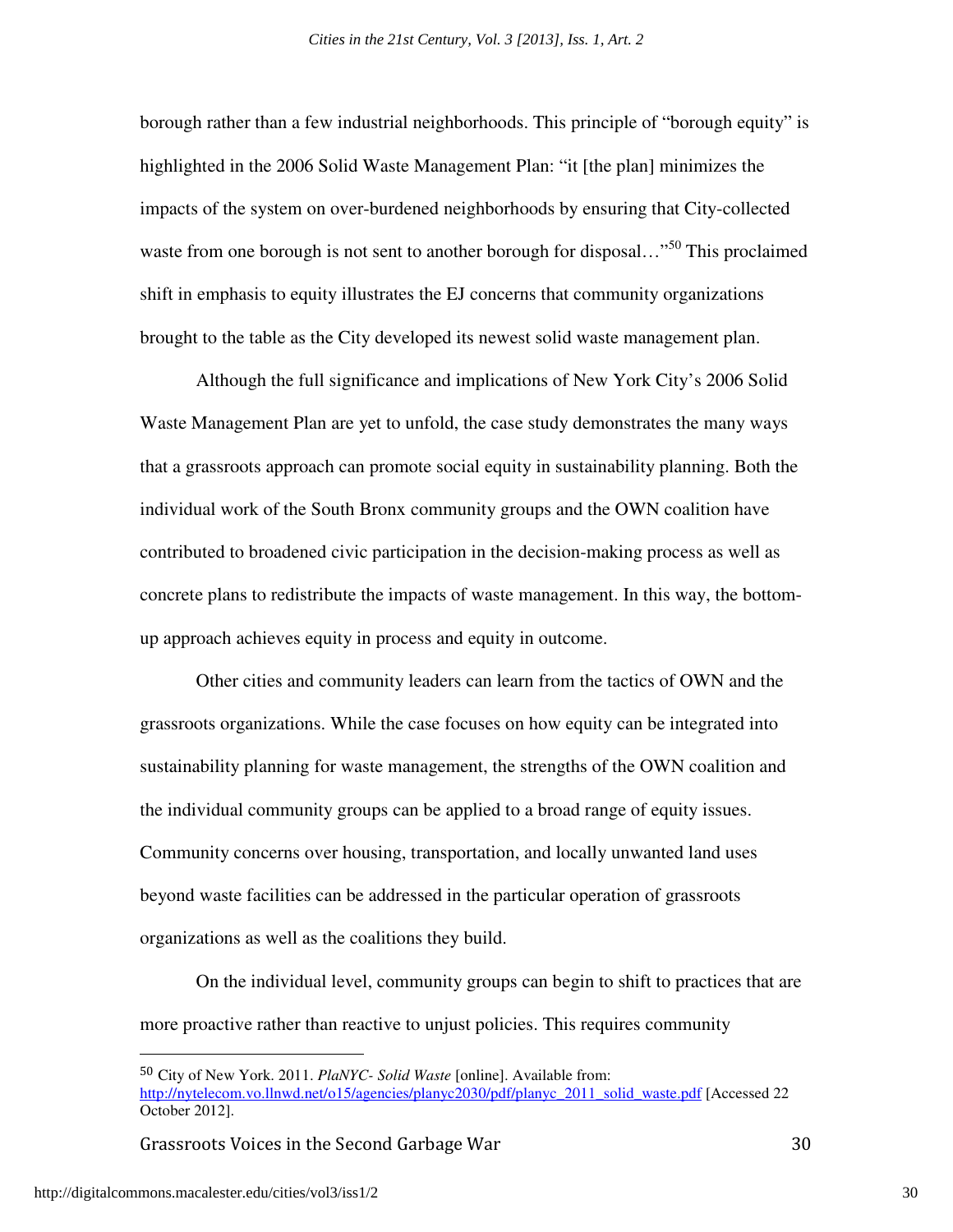borough rather than a few industrial neighborhoods. This principle of "borough equity" is highlighted in the 2006 Solid Waste Management Plan: "it [the plan] minimizes the impacts of the system on over-burdened neighborhoods by ensuring that City-collected waste from one borough is not sent to another borough for disposal…"[50] This proclaimed shift in emphasis to equity illustrates the EJ concerns that community organizations brought to the table as the City developed its newest solid waste management plan.

Although the full significance and implications of New York City's 2006 Solid Waste Management Plan are yet to unfold, the case study demonstrates the many ways that a grassroots approach can promote social equity in sustainability planning. Both the individual work of the South Bronx community groups and the OWN coalition have contributed to broadened civic participation in the decision-making process as well as concrete plans to redistribute the impacts of waste management. In this way, the bottom-up approach achieves equity in process and equity in outcome.

Other cities and community leaders can learn from the tactics of OWN and the grassroots organizations. While the case focuses on how equity can be integrated into sustainability planning for waste management, the strengths of the OWN coalition and the individual community groups can be applied to a broad range of equity issues. Community concerns over housing, transportation, and locally unwanted land uses beyond waste facilities can be addressed in the particular operation of grassroots organizations as well as the coalitions they build.

On the individual level, community groups can begin to shift to practices that are more proactive rather than reactive to unjust policies. This requires community

---

[50] City of New York. 2011. *PlaNYC- Solid Waste* [online]. Available from: http://nytelecom.vo.llnwd.net/o15/agencies/planyc2030/pdf/planyc_2011_solid_waste.pdf [Accessed 22 October 2012].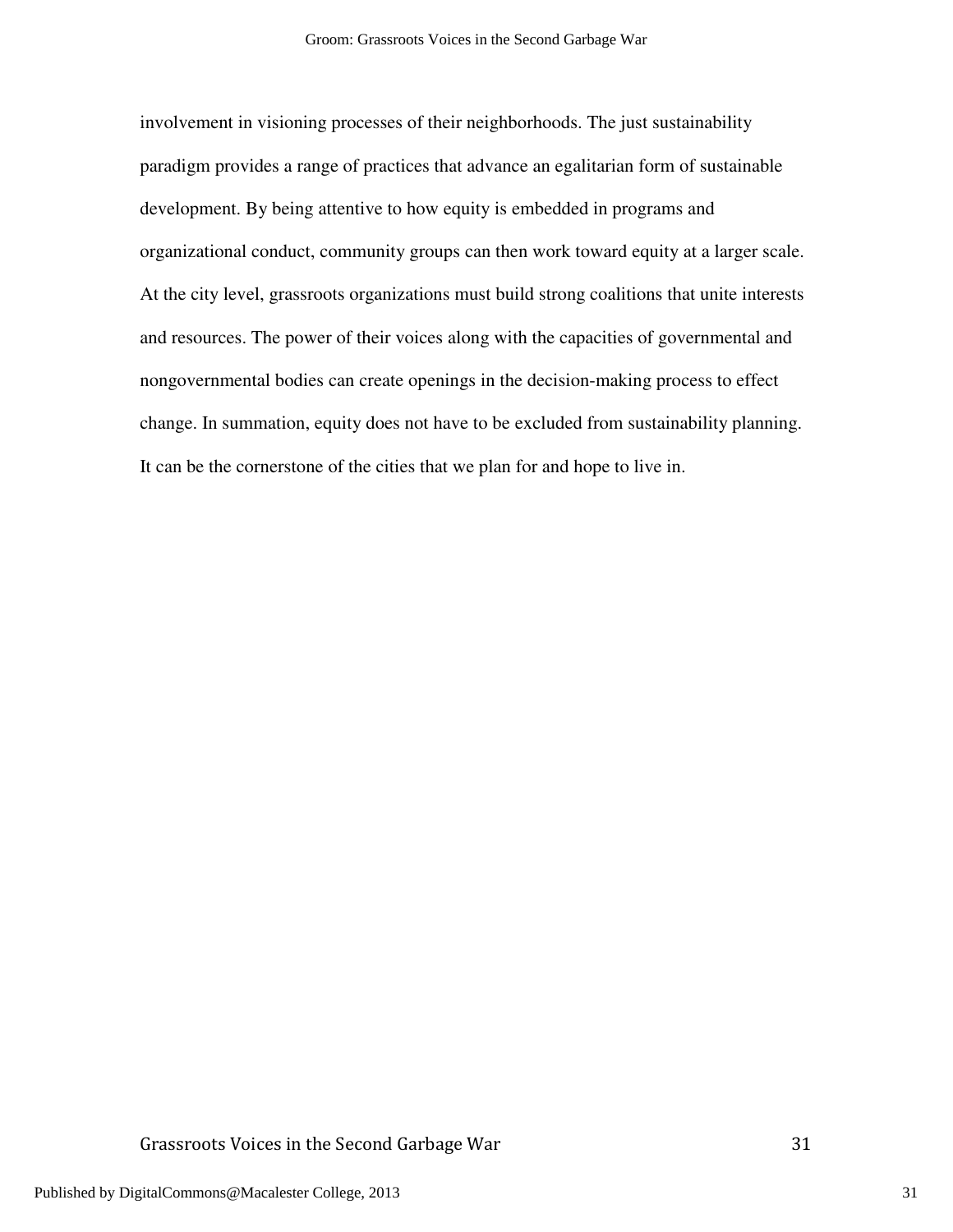involvement in visioning processes of their neighborhoods. The just sustainability paradigm provides a range of practices that advance an egalitarian form of sustainable development. By being attentive to how equity is embedded in programs and organizational conduct, community groups can then work toward equity at a larger scale. At the city level, grassroots organizations must build strong coalitions that unite interests and resources. The power of their voices along with the capacities of governmental and nongovernmental bodies can create openings in the decision-making process to effect change. In summation, equity does not have to be excluded from sustainability planning. It can be the cornerstone of the cities that we plan for and hope to live in.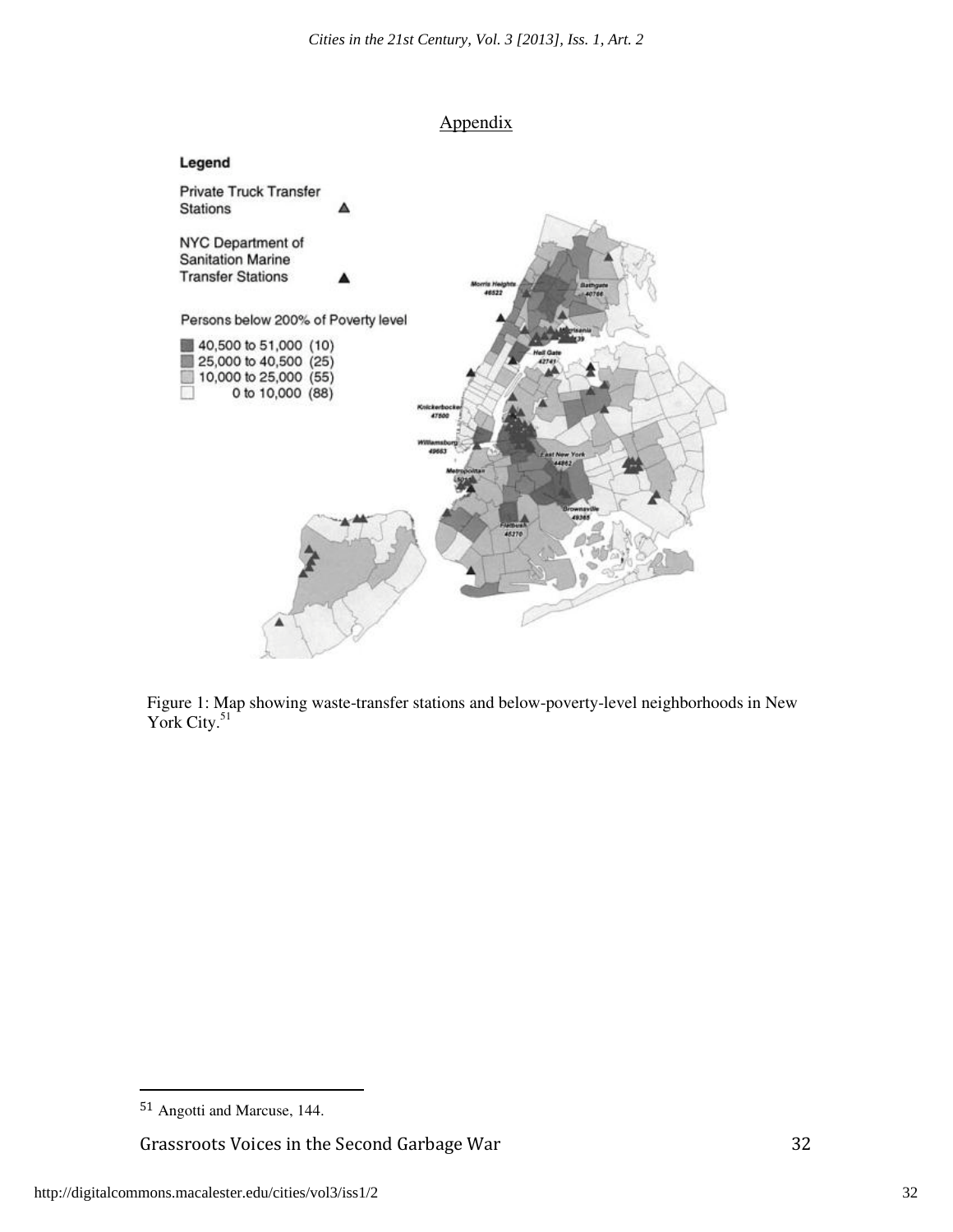## Appendix

Figure 1: Map showing waste-transfer stations and below-poverty-level neighborhoods in New York City.[51]

[51] Angotti and Marcuse, 144.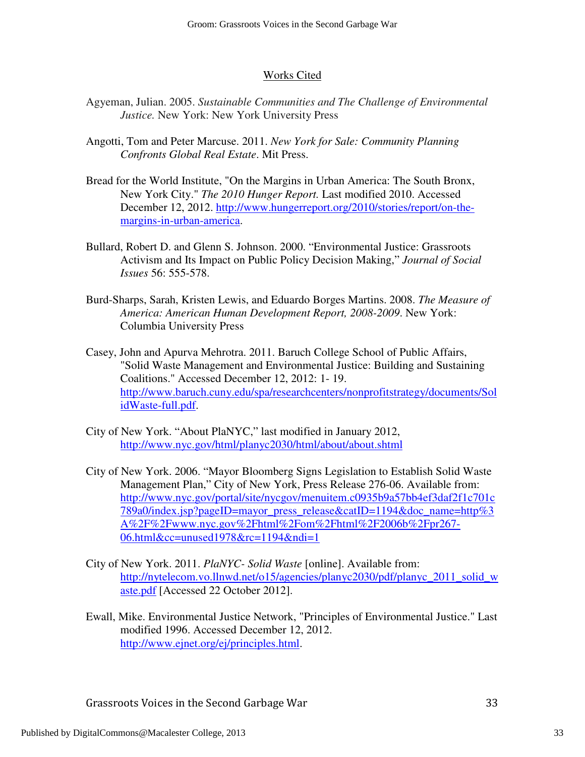## Works Cited

Agyeman, Julian. 2005. *Sustainable Communities and The Challenge of Environmental Justice.* New York: New York University Press

Angotti, Tom and Peter Marcuse. 2011. *New York for Sale: Community Planning Confronts Global Real Estate*. Mit Press.

Bread for the World Institute, "On the Margins in Urban America: The South Bronx, New York City." *The 2010 Hunger Report.* Last modified 2010. Accessed December 12, 2012. http://www.hungerreport.org/2010/stories/report/on-the-margins-in-urban-america.

Bullard, Robert D. and Glenn S. Johnson. 2000. "Environmental Justice: Grassroots Activism and Its Impact on Public Policy Decision Making," *Journal of Social Issues* 56: 555-578.

Burd-Sharps, Sarah, Kristen Lewis, and Eduardo Borges Martins. 2008. *The Measure of America: American Human Development Report, 2008-2009*. New York: Columbia University Press

Casey, John and Apurva Mehrotra. 2011. Baruch College School of Public Affairs, "Solid Waste Management and Environmental Justice: Building and Sustaining Coalitions." Accessed December 12, 2012: 1- 19. http://www.baruch.cuny.edu/spa/researchcenters/nonprofitstrategy/documents/SolidWaste-full.pdf.

City of New York. "About PlaNYC," last modified in January 2012, http://www.nyc.gov/html/planyc2030/html/about/about.shtml

City of New York. 2006. "Mayor Bloomberg Signs Legislation to Establish Solid Waste Management Plan," City of New York, Press Release 276-06. Available from: http://www.nyc.gov/portal/site/nycgov/menuitem.c0935b9a57bb4ef3daf2f1c701c789a0/index.jsp?pageID=mayor_press_release&catID=1194&doc_name=http%3A%2F%2Fwww.nyc.gov%2Fhtml%2Fom%2Fhtml%2F2006b%2Fpr267-06.html&cc=unused1978&rc=1194&ndi=1

City of New York. 2011. *PlaNYC- Solid Waste* [online]. Available from: http://nytelecom.vo.llnwd.net/o15/agencies/planyc2030/pdf/planyc_2011_solid_waste.pdf [Accessed 22 October 2012].

Ewall, Mike. Environmental Justice Network, "Principles of Environmental Justice." Last modified 1996. Accessed December 12, 2012. http://www.ejnet.org/ej/principles.html.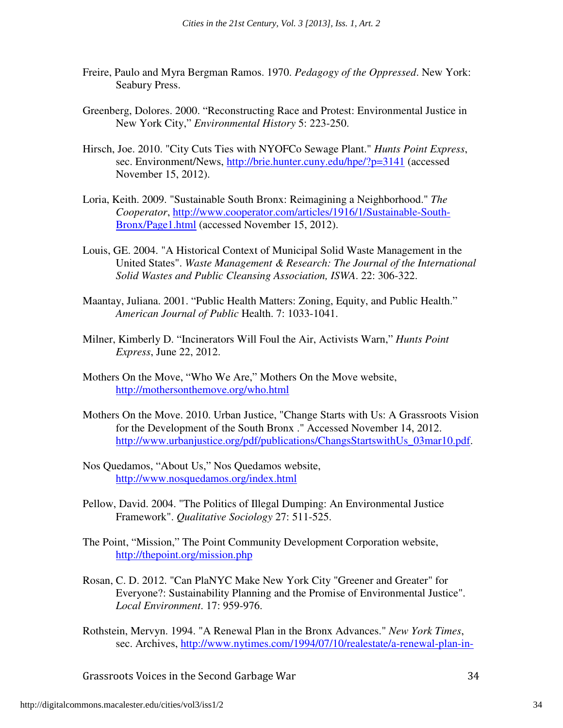Freire, Paulo and Myra Bergman Ramos. 1970. *Pedagogy of the Oppressed*. New York: Seabury Press.

Greenberg, Dolores. 2000. "Reconstructing Race and Protest: Environmental Justice in New York City," *Environmental History* 5: 223-250.

Hirsch, Joe. 2010. "City Cuts Ties with NYOFCo Sewage Plant." *Hunts Point Express*, sec. Environment/News, http://brie.hunter.cuny.edu/hpe/?p=3141 (accessed November 15, 2012).

Loria, Keith. 2009. "Sustainable South Bronx: Reimagining a Neighborhood." *The Cooperator*, http://www.cooperator.com/articles/1916/1/Sustainable-South-Bronx/Page1.html (accessed November 15, 2012).

Louis, GE. 2004. "A Historical Context of Municipal Solid Waste Management in the United States". *Waste Management & Research: The Journal of the International Solid Wastes and Public Cleansing Association, ISWA*. 22: 306-322.

Maantay, Juliana. 2001. "Public Health Matters: Zoning, Equity, and Public Health." *American Journal of Public* Health. 7: 1033-1041.

Milner, Kimberly D. "Incinerators Will Foul the Air, Activists Warn," *Hunts Point Express*, June 22, 2012.

Mothers On the Move, "Who We Are," Mothers On the Move website, http://mothersonthemove.org/who.html

Mothers On the Move. 2010. Urban Justice, "Change Starts with Us: A Grassroots Vision for the Development of the South Bronx ." Accessed November 14, 2012. http://www.urbanjustice.org/pdf/publications/ChangsStartswithUs_03mar10.pdf.

Nos Quedamos, "About Us," Nos Quedamos website, http://www.nosquedamos.org/index.html

Pellow, David. 2004. "The Politics of Illegal Dumping: An Environmental Justice Framework". *Qualitative Sociology* 27: 511-525.

The Point, "Mission," The Point Community Development Corporation website, http://thepoint.org/mission.php

Rosan, C. D. 2012. "Can PlaNYC Make New York City "Greener and Greater" for Everyone?: Sustainability Planning and the Promise of Environmental Justice". *Local Environment*. 17: 959-976.

Rothstein, Mervyn. 1994. "A Renewal Plan in the Bronx Advances." *New York Times*, sec. Archives, http://www.nytimes.com/1994/07/10/realestate/a-renewal-plan-in-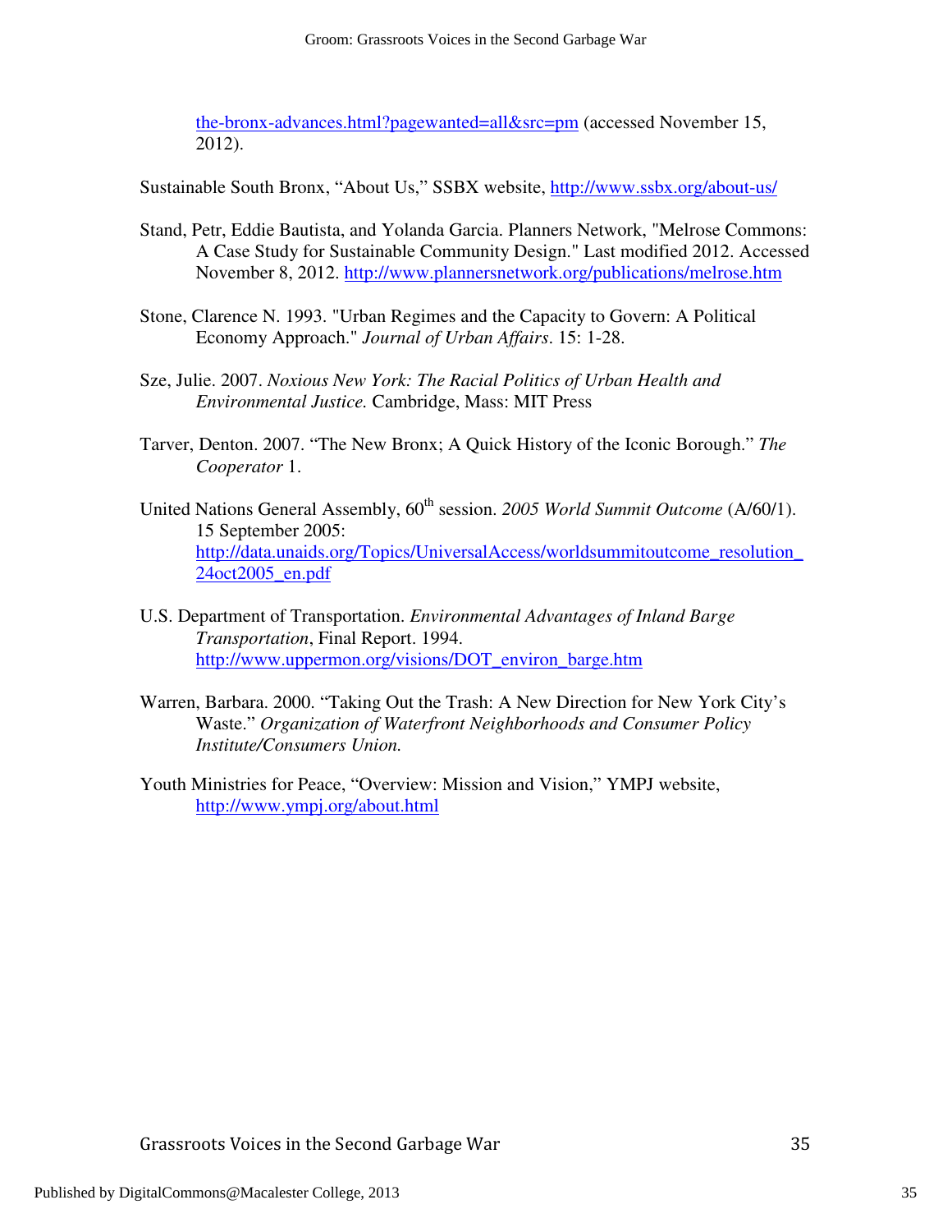the-bronx-advances.html?pagewanted=all&src=pm (accessed November 15, 2012).

Sustainable South Bronx, "About Us," SSBX website, http://www.ssbx.org/about-us/

Stand, Petr, Eddie Bautista, and Yolanda Garcia. Planners Network, "Melrose Commons: A Case Study for Sustainable Community Design." Last modified 2012. Accessed November 8, 2012. http://www.plannersnetwork.org/publications/melrose.htm

Stone, Clarence N. 1993. "Urban Regimes and the Capacity to Govern: A Political Economy Approach." *Journal of Urban Affairs*. 15: 1-28.

Sze, Julie. 2007. *Noxious New York: The Racial Politics of Urban Health and Environmental Justice.* Cambridge, Mass: MIT Press

Tarver, Denton. 2007. "The New Bronx; A Quick History of the Iconic Borough." *The Cooperator* 1.

United Nations General Assembly, 60th session. *2005 World Summit Outcome* (A/60/1). 15 September 2005: http://data.unaids.org/Topics/UniversalAccess/worldsummitoutcome_resolution_24oct2005_en.pdf

U.S. Department of Transportation. *Environmental Advantages of Inland Barge Transportation*, Final Report. 1994. http://www.uppermon.org/visions/DOT_environ_barge.htm

Warren, Barbara. 2000. "Taking Out the Trash: A New Direction for New York City's Waste." *Organization of Waterfront Neighborhoods and Consumer Policy Institute/Consumers Union.*

Youth Ministries for Peace, "Overview: Mission and Vision," YMPJ website, http://www.ympj.org/about.html